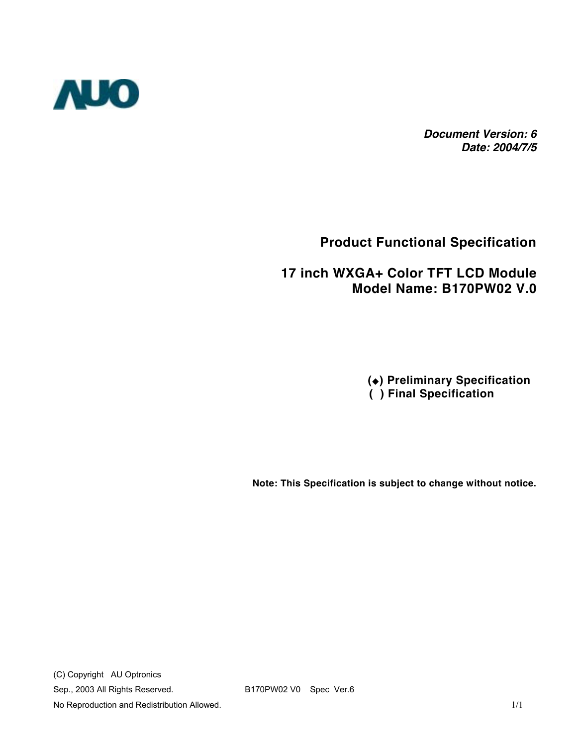AUO

***Document Version: 6***
***Date: 2004/7/5***

**Product Functional Specification**

**17 inch WXGA+ Color TFT LCD Module**
**Model Name: B170PW02 V.0**

**(◆) Preliminary Specification**
**( ) Final Specification**

**Note: This Specification is subject to change without notice.**

(C) Copyright AU Optronics
Sep., 2003 All Rights Reserved.
No Reproduction and Redistribution Allowed.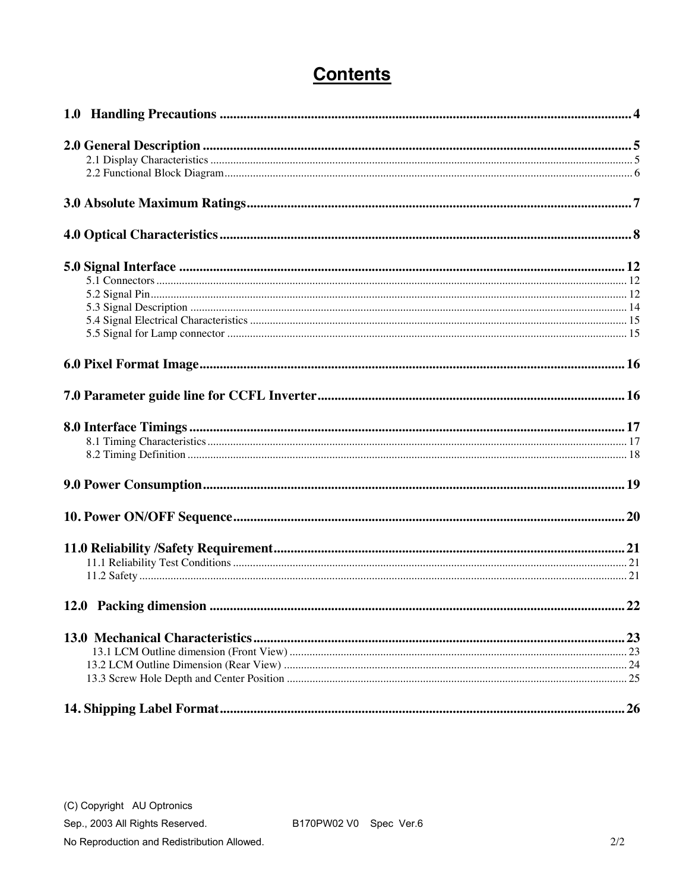# Contents

**1.0 Handling Precautions** .......... 4

**2.0 General Description** .......... 5

- 2.1 Display Characteristics .......... 5
- 2.2 Functional Block Diagram .......... 6

**3.0 Absolute Maximum Ratings** .......... 7

**4.0 Optical Characteristics** .......... 8

**5.0 Signal Interface** .......... 12

- 5.1 Connectors .......... 12
- 5.2 Signal Pin .......... 12
- 5.3 Signal Description .......... 14
- 5.4 Signal Electrical Characteristics .......... 15
- 5.5 Signal for Lamp connector .......... 15

**6.0 Pixel Format Image** .......... 16

**7.0 Parameter guide line for CCFL Inverter** .......... 16

**8.0 Interface Timings** .......... 17

- 8.1 Timing Characteristics .......... 17
- 8.2 Timing Definition .......... 18

**9.0 Power Consumption** .......... 19

**10. Power ON/OFF Sequence** .......... 20

**11.0 Reliability /Safety Requirement** .......... 21

- 11.1 Reliability Test Conditions .......... 21
- 11.2 Safety .......... 21

**12.0 Packing dimension** .......... 22

**13.0 Mechanical Characteristics** .......... 23

- 13.1 LCM Outline dimension (Front View) .......... 23
- 13.2 LCM Outline Dimension (Rear View) .......... 24
- 13.3 Screw Hole Depth and Center Position .......... 25

**14. Shipping Label Format** .......... 26

(C) Copyright AU Optronics
Sep., 2003 All Rights Reserved. B170PW02 V0 Spec Ver.6
No Reproduction and Redistribution Allowed.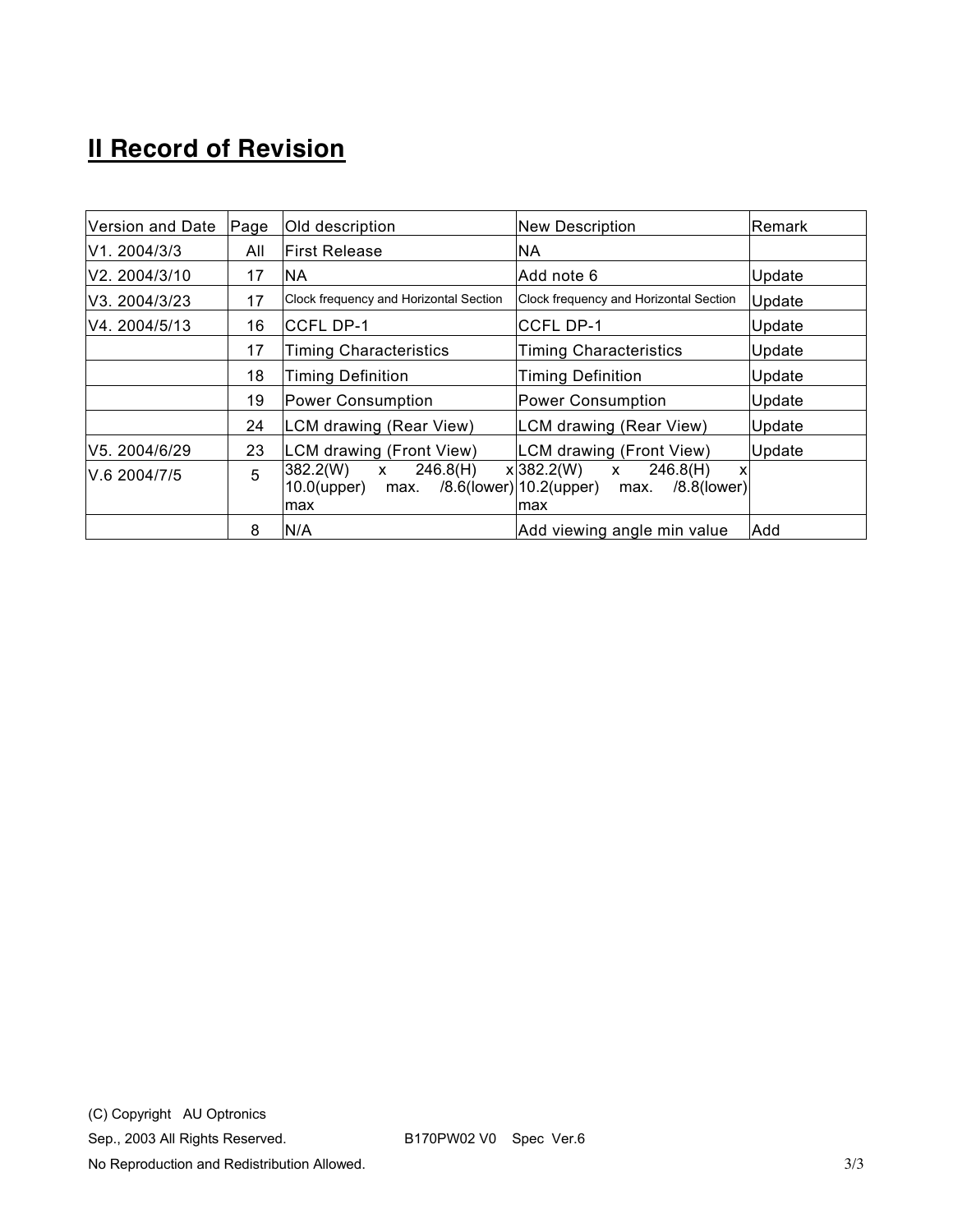## II Record of Revision

| Version and Date | Page | Old description | New Description | Remark |
|---|---|---|---|---|
| V1. 2004/3/3 | All | First Release | NA | |
| V2. 2004/3/10 | 17 | NA | Add note 6 | Update |
| V3. 2004/3/23 | 17 | Clock frequency and Horizontal Section | Clock frequency and Horizontal Section | Update |
| V4. 2004/5/13 | 16 | CCFL DP-1 | CCFL DP-1 | Update |
| | 17 | Timing Characteristics | Timing Characteristics | Update |
| | 18 | Timing Definition | Timing Definition | Update |
| | 19 | Power Consumption | Power Consumption | Update |
| | 24 | LCM drawing (Rear View) | LCM drawing (Rear View) | Update |
| V5. 2004/6/29 | 23 | LCM drawing (Front View) | LCM drawing (Front View) | Update |
| V.6 2004/7/5 | 5 | 382.2(W) x 246.8(H) x 10.0(upper) max. /8.6(lower) max | 382.2(W) x 246.8(H) x 10.2(upper) max. /8.8(lower) max | |
| | 8 | N/A | Add viewing angle min value | Add |

(C) Copyright AU Optronics
Sep., 2003 All Rights Reserved.
B170PW02 V0 Spec Ver.6
No Reproduction and Redistribution Allowed.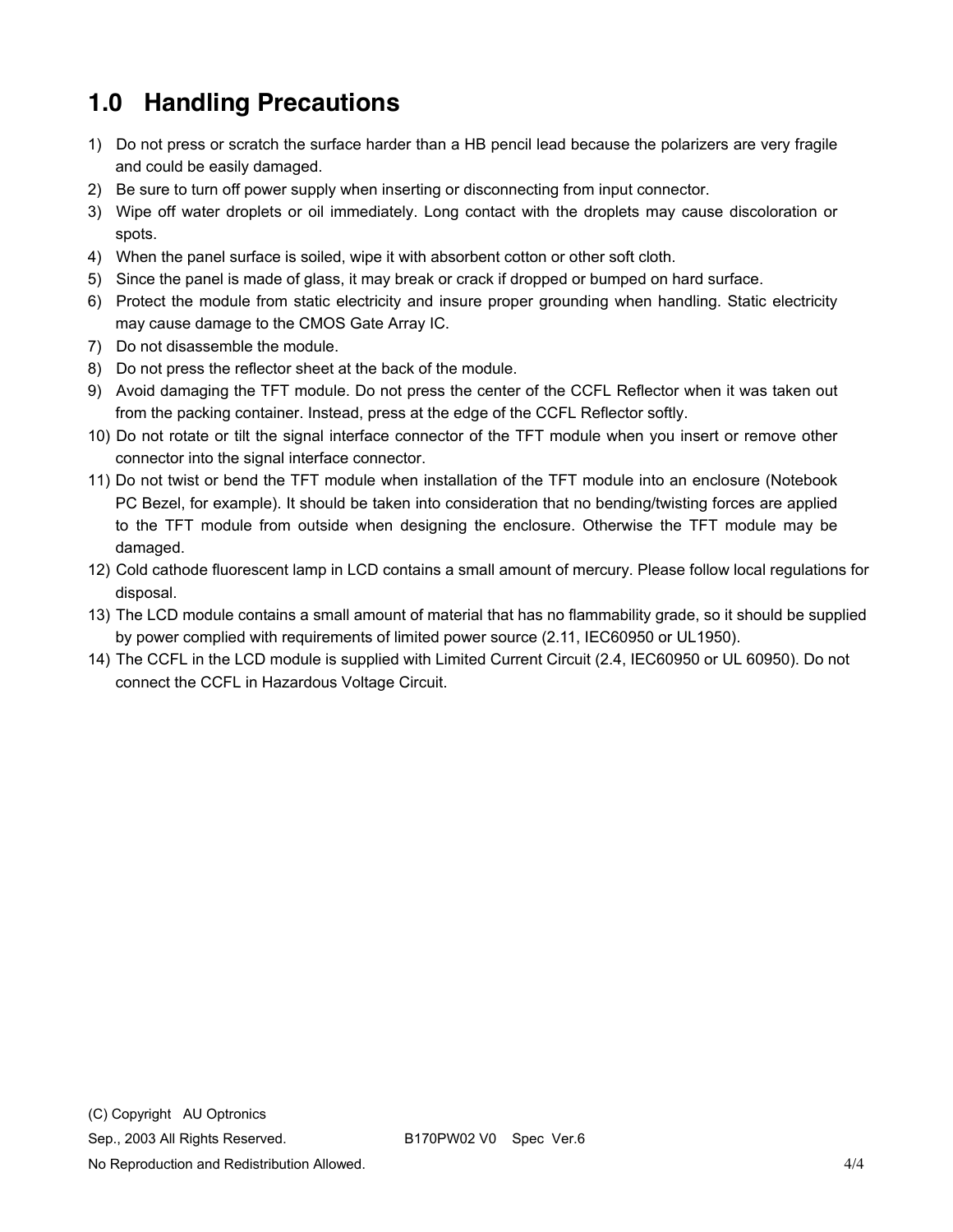# 1.0 Handling Precautions

1) Do not press or scratch the surface harder than a HB pencil lead because the polarizers are very fragile and could be easily damaged.
2) Be sure to turn off power supply when inserting or disconnecting from input connector.
3) Wipe off water droplets or oil immediately. Long contact with the droplets may cause discoloration or spots.
4) When the panel surface is soiled, wipe it with absorbent cotton or other soft cloth.
5) Since the panel is made of glass, it may break or crack if dropped or bumped on hard surface.
6) Protect the module from static electricity and insure proper grounding when handling. Static electricity may cause damage to the CMOS Gate Array IC.
7) Do not disassemble the module.
8) Do not press the reflector sheet at the back of the module.
9) Avoid damaging the TFT module. Do not press the center of the CCFL Reflector when it was taken out from the packing container. Instead, press at the edge of the CCFL Reflector softly.
10) Do not rotate or tilt the signal interface connector of the TFT module when you insert or remove other connector into the signal interface connector.
11) Do not twist or bend the TFT module when installation of the TFT module into an enclosure (Notebook PC Bezel, for example). It should be taken into consideration that no bending/twisting forces are applied to the TFT module from outside when designing the enclosure. Otherwise the TFT module may be damaged.
12) Cold cathode fluorescent lamp in LCD contains a small amount of mercury. Please follow local regulations for disposal.
13) The LCD module contains a small amount of material that has no flammability grade, so it should be supplied by power complied with requirements of limited power source (2.11, IEC60950 or UL1950).
14) The CCFL in the LCD module is supplied with Limited Current Circuit (2.4, IEC60950 or UL 60950). Do not connect the CCFL in Hazardous Voltage Circuit.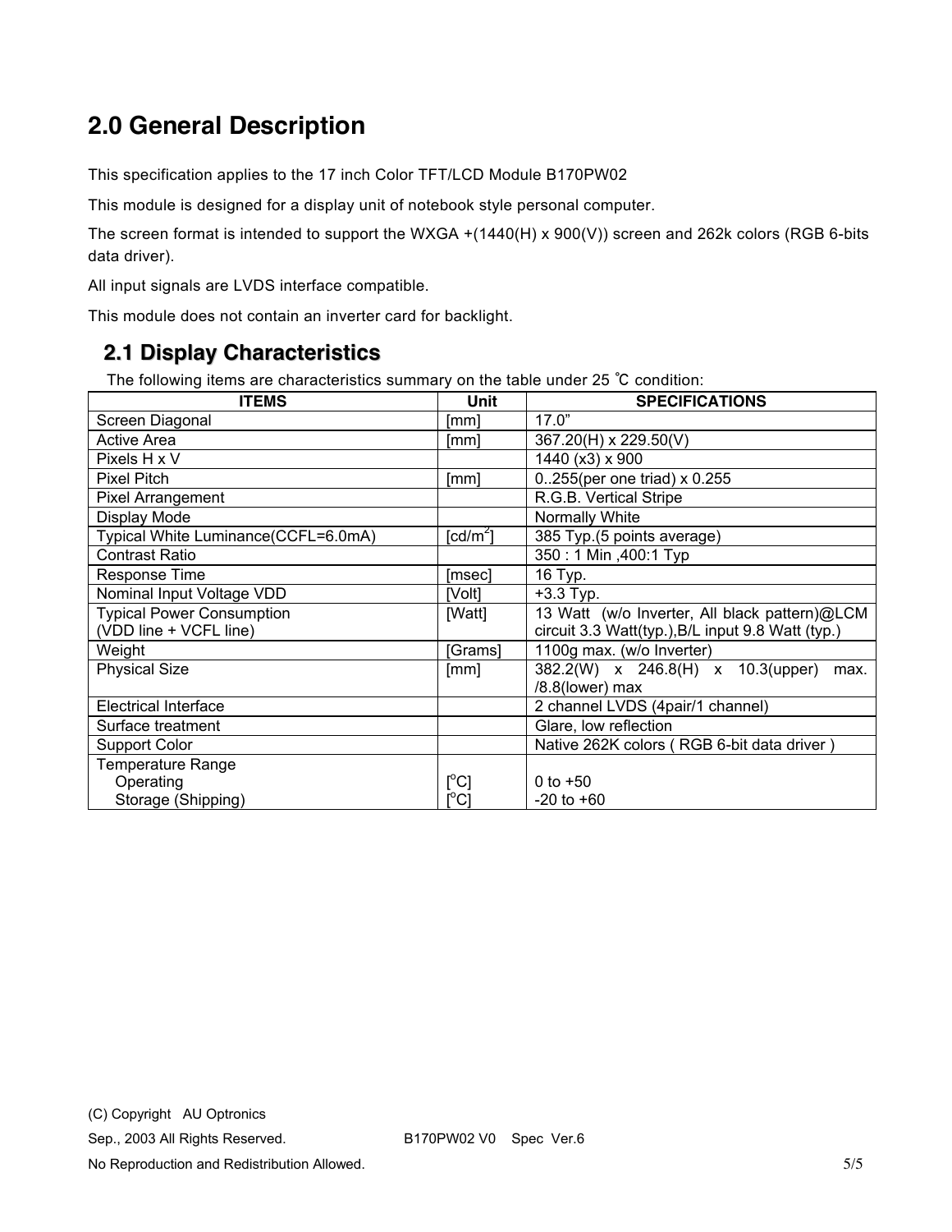# 2.0 General Description

This specification applies to the 17 inch Color TFT/LCD Module B170PW02

This module is designed for a display unit of notebook style personal computer.

The screen format is intended to support the WXGA +(1440(H) x 900(V)) screen and 262k colors (RGB 6-bits data driver).

All input signals are LVDS interface compatible.

This module does not contain an inverter card for backlight.

## 2.1 Display Characteristics

The following items are characteristics summary on the table under 25 ℃ condition:

| ITEMS | Unit | SPECIFICATIONS |
|---|---|---|
| Screen Diagonal | [mm] | 17.0" |
| Active Area | [mm] | 367.20(H) x 229.50(V) |
| Pixels H x V | | 1440 (x3) x 900 |
| Pixel Pitch | [mm] | 0..255(per one triad) x 0.255 |
| Pixel Arrangement | | R.G.B. Vertical Stripe |
| Display Mode | | Normally White |
| Typical White Luminance(CCFL=6.0mA) | [cd/m$^2$] | 385 Typ.(5 points average) |
| Contrast Ratio | | 350 : 1 Min ,400:1 Typ |
| Response Time | [msec] | 16 Typ. |
| Nominal Input Voltage VDD | [Volt] | +3.3 Typ. |
| Typical Power Consumption (VDD line + VCFL line) | [Watt] | 13 Watt (w/o Inverter, All black pattern)@LCM circuit 3.3 Watt(typ.),B/L input 9.8 Watt (typ.) |
| Weight | [Grams] | 1100g max. (w/o Inverter) |
| Physical Size | [mm] | 382.2(W) x 246.8(H) x 10.3(upper) max. /8.8(lower) max |
| Electrical Interface | | 2 channel LVDS (4pair/1 channel) |
| Surface treatment | | Glare, low reflection |
| Support Color | | Native 262K colors ( RGB 6-bit data driver ) |
| Temperature Range<br>Operating<br>Storage (Shipping) | <br>[$^o$C]<br>[$^o$C] | <br>0 to +50<br>-20 to +60 |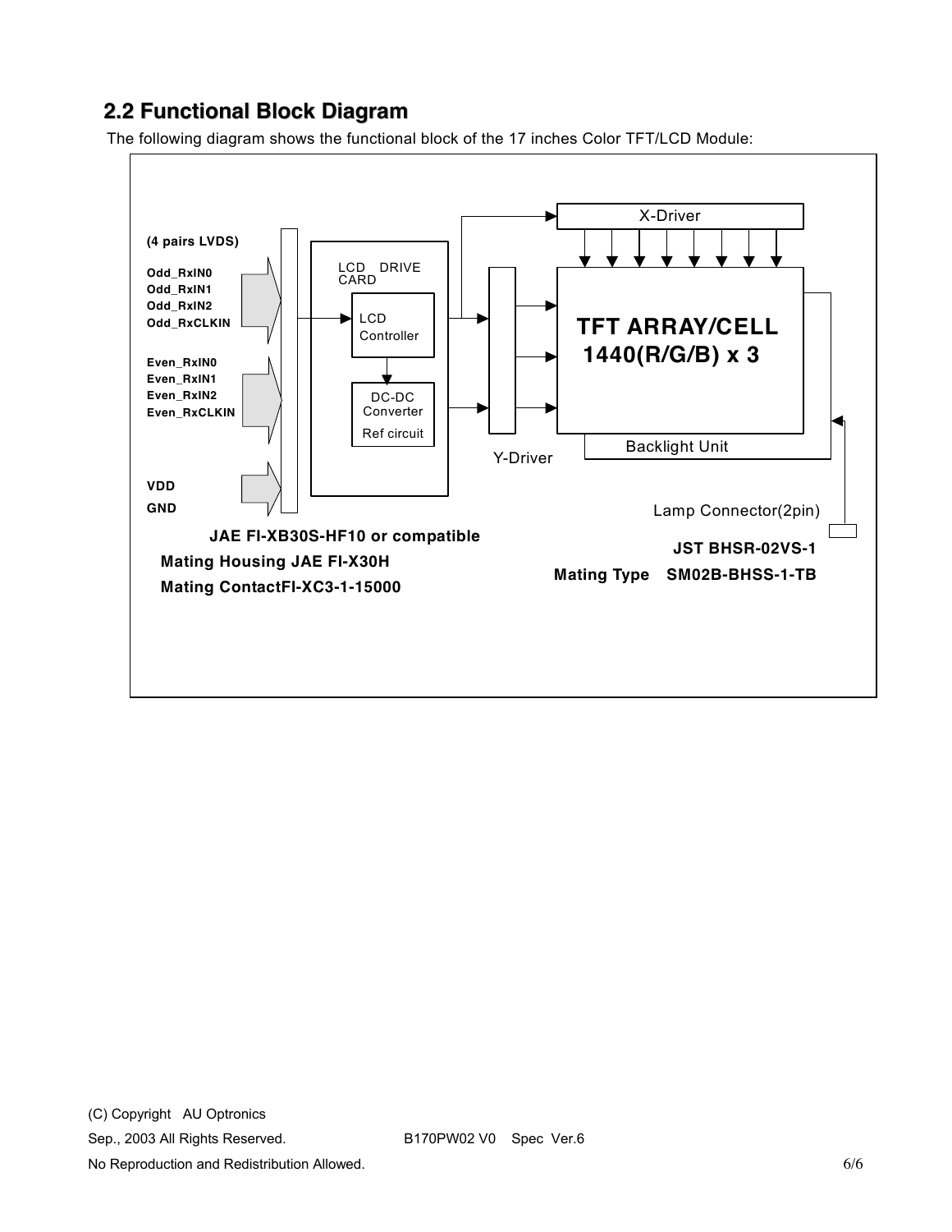## 2.2 Functional Block Diagram

The following diagram shows the functional block of the 17 inches Color TFT/LCD Module:

**(4 pairs LVDS)**

**Odd_RxIN0**
**Odd_RxIN1**
**Odd_RxIN2**
**Odd_RxCLKIN**

**Even_RxIN0**
**Even_RxIN1**
**Even_RxIN2**
**Even_RxCLKIN**

**VDD**
**GND**

LCD DRIVE CARD

LCD Controller

DC-DC Converter
Ref circuit

X-Driver

Y-Driver

**TFT ARRAY/CELL**
**1440(R/G/B) x 3**

Backlight Unit

Lamp Connector(2pin)

**JAE FI-XB30S-HF10 or compatible**
**Mating Housing JAE FI-X30H**
**Mating ContactFI-XC3-1-15000**

**JST BHSR-02VS-1**
**Mating Type SM02B-BHSS-1-TB**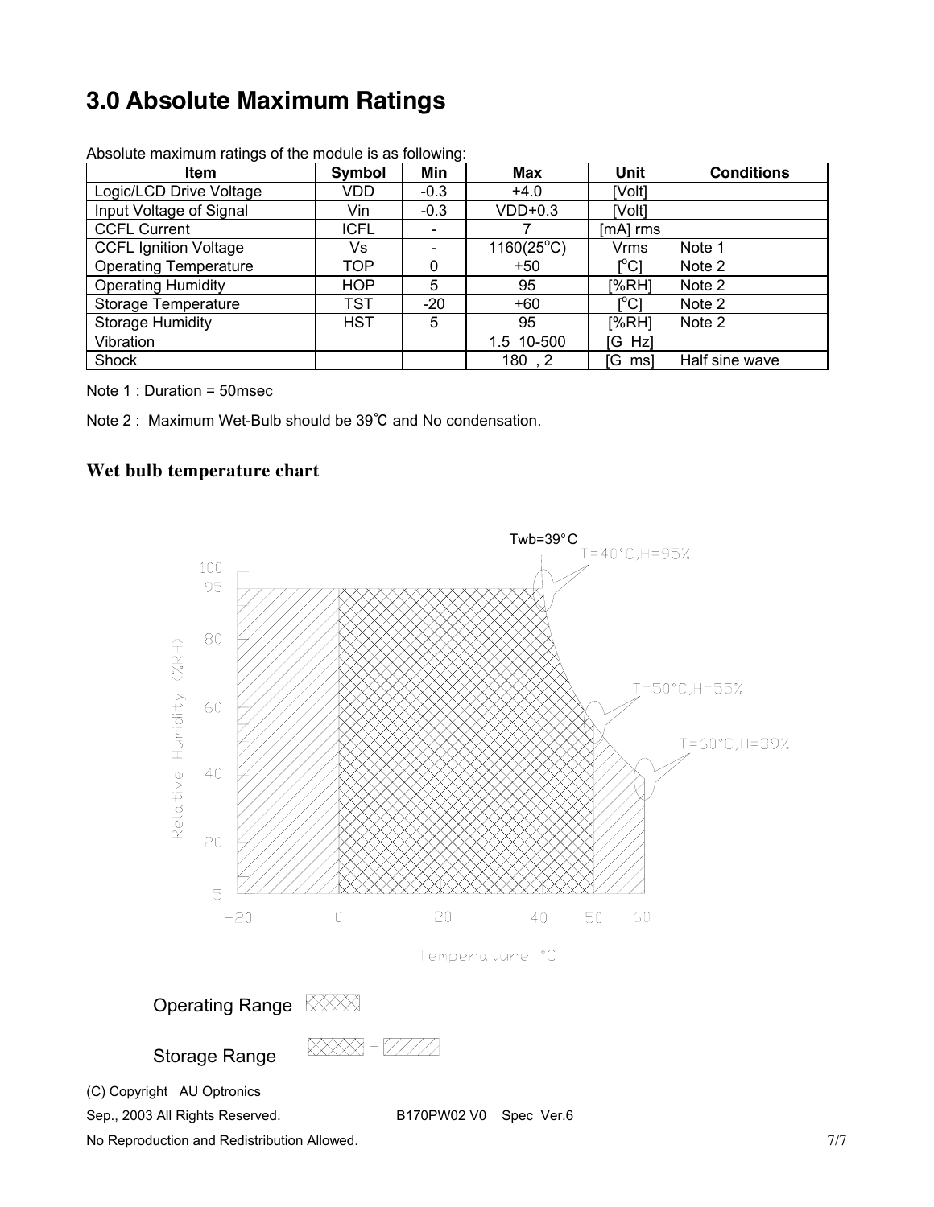# 3.0 Absolute Maximum Ratings

Absolute maximum ratings of the module is as following:

| Item | Symbol | Min | Max | Unit | Conditions |
|---|---|---|---|---|---|
| Logic/LCD Drive Voltage | VDD | -0.3 | +4.0 | [Volt] | |
| Input Voltage of Signal | Vin | -0.3 | VDD+0.3 | [Volt] | |
| CCFL Current | ICFL | - | 7 | [mA] rms | |
| CCFL Ignition Voltage | Vs | - | 1160(25°C) | Vrms | Note 1 |
| Operating Temperature | TOP | 0 | +50 | [°C] | Note 2 |
| Operating Humidity | HOP | 5 | 95 | [%RH] | Note 2 |
| Storage Temperature | TST | -20 | +60 | [°C] | Note 2 |
| Storage Humidity | HST | 5 | 95 | [%RH] | Note 2 |
| Vibration | | | 1.5 10-500 | [G Hz] | |
| Shock | | | 180 , 2 | [G ms] | Half sine wave |

Note 1 : Duration = 50msec

Note 2 : Maximum Wet-Bulb should be 39℃ and No condensation.

### Wet bulb temperature chart

Twb=39°C

T=40°C,H=95%

T=50°C,H=55%

T=60°C,H=39%

Relative Humidity (%RH)

Temperature °C

Operating Range

Storage Range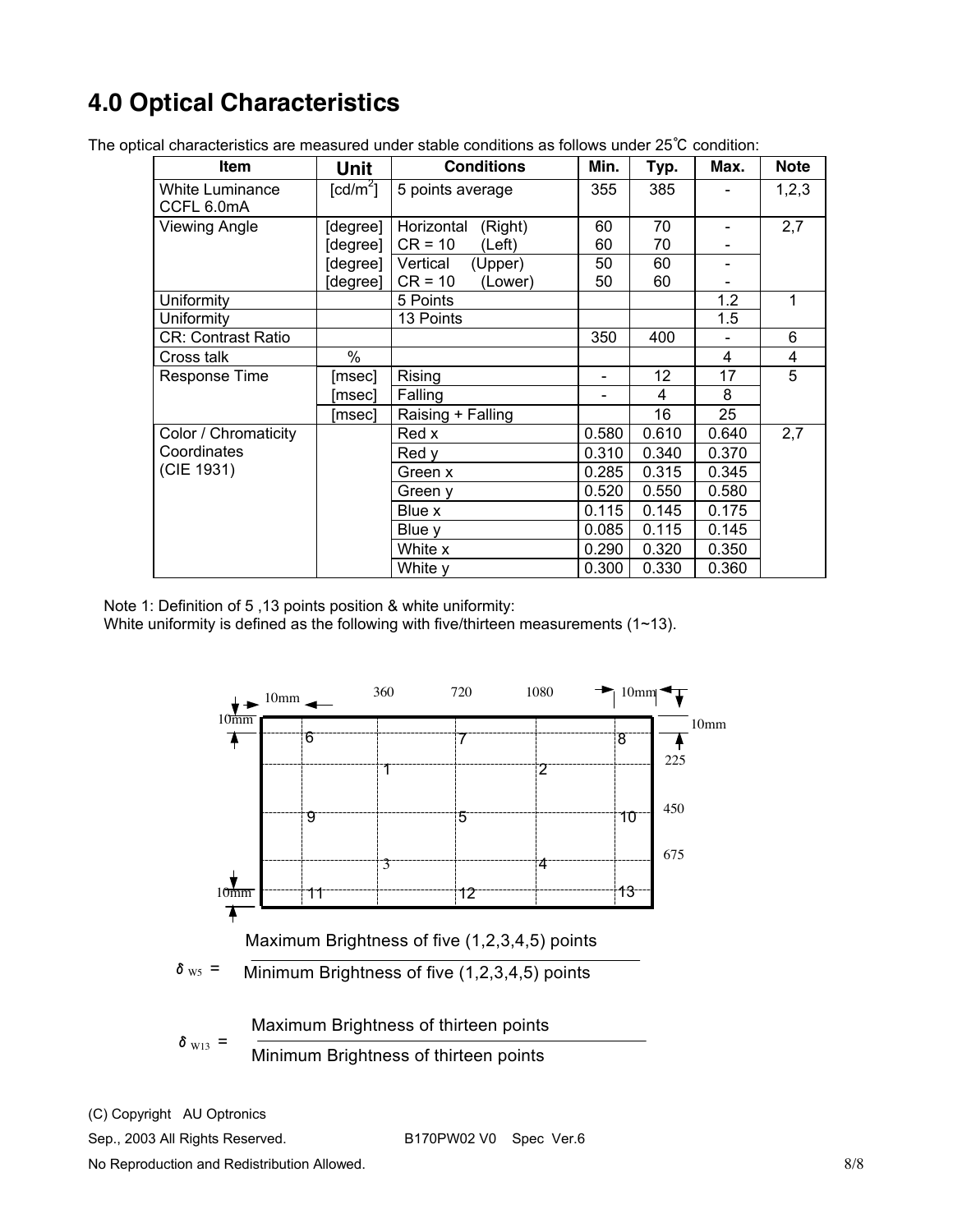## 4.0 Optical Characteristics

The optical characteristics are measured under stable conditions as follows under 25℃ condition:

| Item | Unit | Conditions | Min. | Typ. | Max. | Note |
|---|---|---|---|---|---|---|
| White Luminance CCFL 6.0mA | [cd/m²] | 5 points average | 355 | 385 | - | 1,2,3 |
| Viewing Angle | [degree] | Horizontal (Right) | 60 | 70 | - | 2,7 |
| | [degree] | CR = 10 (Left) | 60 | 70 | - | |
| | [degree] | Vertical (Upper) | 50 | 60 | - | |
| | [degree] | CR = 10 (Lower) | 50 | 60 | - | |
| Uniformity | | 5 Points | | | 1.2 | 1 |
| Uniformity | | 13 Points | | | 1.5 | |
| CR: Contrast Ratio | | | 350 | 400 | - | 6 |
| Cross talk | % | | | | 4 | 4 |
| Response Time | [msec] | Rising | - | 12 | 17 | 5 |
| | [msec] | Falling | - | 4 | 8 | |
| | [msec] | Raising + Falling | | 16 | 25 | |
| Color / Chromaticity Coordinates (CIE 1931) | | Red x | 0.580 | 0.610 | 0.640 | 2,7 |
| | | Red y | 0.310 | 0.340 | 0.370 | |
| | | Green x | 0.285 | 0.315 | 0.345 | |
| | | Green y | 0.520 | 0.550 | 0.580 | |
| | | Blue x | 0.115 | 0.145 | 0.175 | |
| | | Blue y | 0.085 | 0.115 | 0.145 | |
| | | White x | 0.290 | 0.320 | 0.350 | |
| | | White y | 0.300 | 0.330 | 0.360 | |

Note 1: Definition of 5 ,13 points position & white uniformity:
White uniformity is defined as the following with five/thirteen measurements (1~13).

10mm, 360, 720, 1080, 10mm (horizontal); 10mm, 225, 450, 675, 10mm (vertical)

| | | | | |
|---|---|---|---|---|
| 6 | | 7 | | 8 |
| | 1 | | 2 | |
| 9 | | 5 | | 10 |
| | 3 | | 4 | |
| 11 | | 12 | | 13 |

$$\delta_{W5} = \frac{\text{Maximum Brightness of five (1,2,3,4,5) points}}{\text{Minimum Brightness of five (1,2,3,4,5) points}}$$

$$\delta_{W13} = \frac{\text{Maximum Brightness of thirteen points}}{\text{Minimum Brightness of thirteen points}}$$

(C) Copyright AU Optronics
Sep., 2003 All Rights Reserved. B170PW02 V0 Spec Ver.6
No Reproduction and Redistribution Allowed.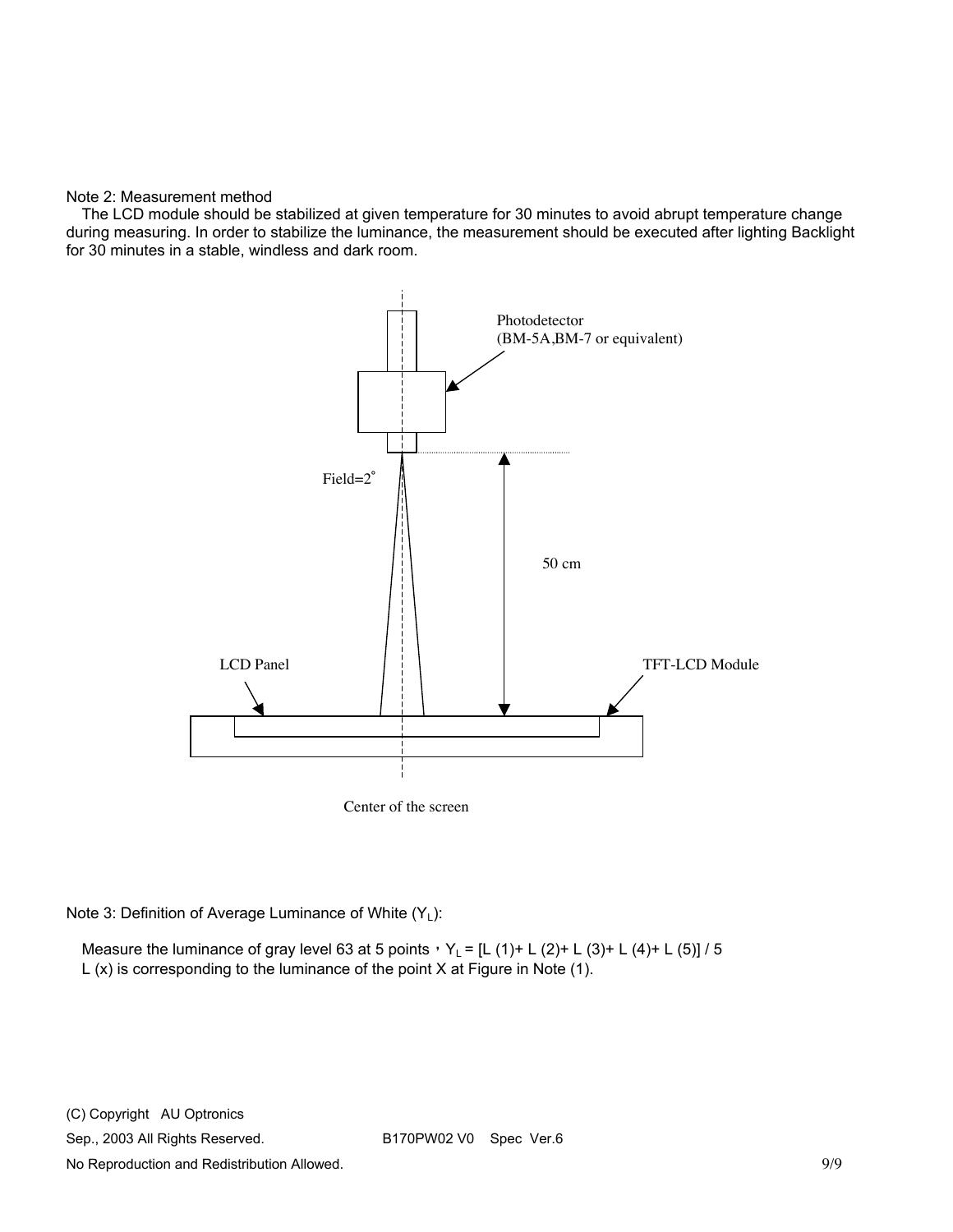Note 2: Measurement method

The LCD module should be stabilized at given temperature for 30 minutes to avoid abrupt temperature change during measuring. In order to stabilize the luminance, the measurement should be executed after lighting Backlight for 30 minutes in a stable, windless and dark room.

Photodetector
(BM-5A,BM-7 or equivalent)

Field=2°

50 cm

LCD Panel

TFT-LCD Module

Center of the screen

Note 3: Definition of Average Luminance of White ($Y_L$):

Measure the luminance of gray level 63 at 5 points，$Y_L$ = [L (1)+ L (2)+ L (3)+ L (4)+ L (5)] / 5
L (x) is corresponding to the luminance of the point X at Figure in Note (1).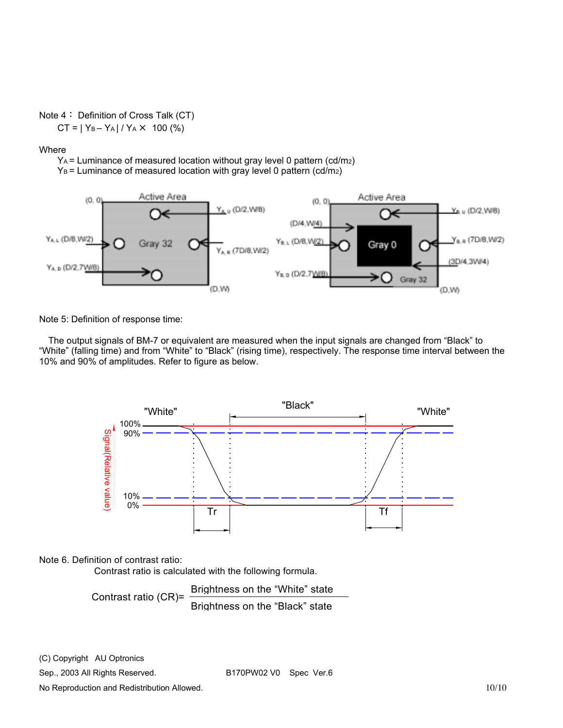Note 4： Definition of Cross Talk (CT)

$CT = | Y_B - Y_A | / Y_A \times 100$ (%)

Where

$Y_A$ = Luminance of measured location without gray level 0 pattern (cd/m2)

$Y_B$ = Luminance of measured location with gray level 0 pattern (cd/m2)

Note 5: Definition of response time:

The output signals of BM-7 or equivalent are measured when the input signals are changed from "Black" to "White" (falling time) and from "White" to "Black" (rising time), respectively. The response time interval between the 10% and 90% of amplitudes. Refer to figure as below.

Note 6. Definition of contrast ratio:

Contrast ratio is calculated with the following formula.

$$\text{Contrast ratio (CR)} = \frac{\text{Brightness on the "White" state}}{\text{Brightness on the "Black" state}}$$

(C) Copyright AU Optronics

Sep., 2003 All Rights Reserved.

B170PW02 V0 Spec Ver.6

No Reproduction and Redistribution Allowed.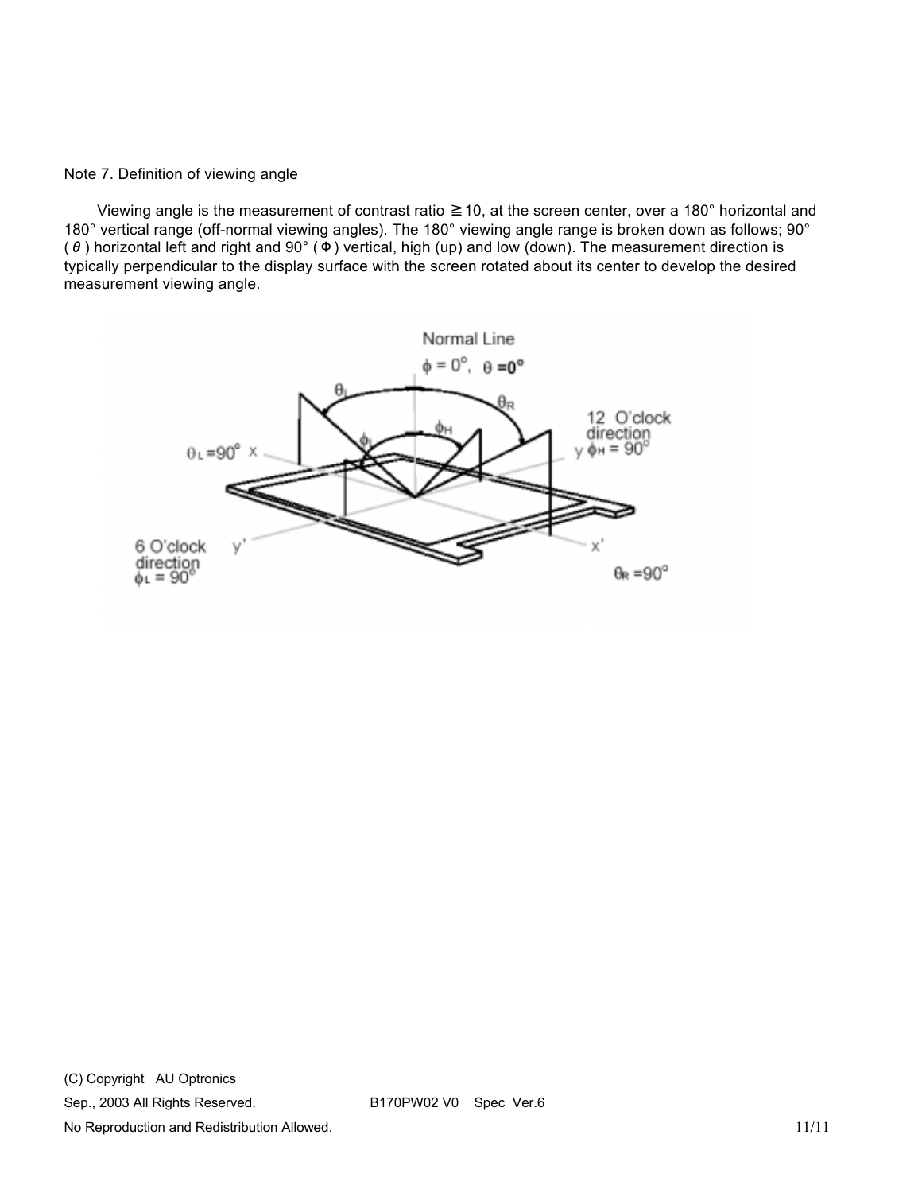Note 7. Definition of viewing angle

Viewing angle is the measurement of contrast ratio ≧10, at the screen center, over a 180° horizontal and 180° vertical range (off-normal viewing angles). The 180° viewing angle range is broken down as follows; 90° ( $\theta$ ) horizontal left and right and 90° ( $\Phi$ ) vertical, high (up) and low (down). The measurement direction is typically perpendicular to the display surface with the screen rotated about its center to develop the desired measurement viewing angle.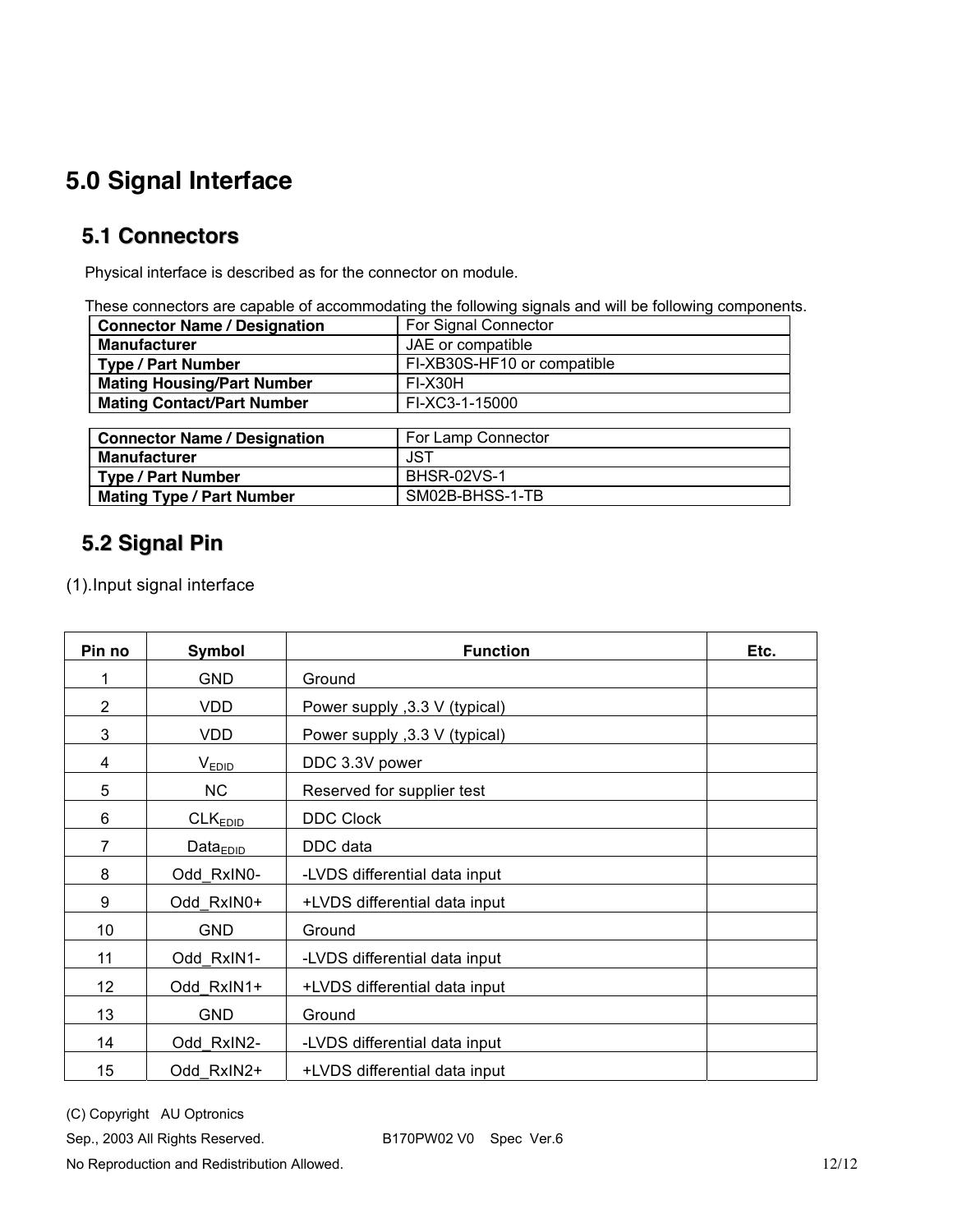# 5.0 Signal Interface

## 5.1 Connectors

Physical interface is described as for the connector on module.

These connectors are capable of accommodating the following signals and will be following components.

| **Connector Name / Designation** | For Signal Connector |
|---|---|
| **Manufacturer** | JAE or compatible |
| **Type / Part Number** | FI-XB30S-HF10 or compatible |
| **Mating Housing/Part Number** | FI-X30H |
| **Mating Contact/Part Number** | FI-XC3-1-15000 |

| **Connector Name / Designation** | For Lamp Connector |
|---|---|
| **Manufacturer** | JST |
| **Type / Part Number** | BHSR-02VS-1 |
| **Mating Type / Part Number** | SM02B-BHSS-1-TB |

## 5.2 Signal Pin

(1).Input signal interface

| Pin no | Symbol | Function | Etc. |
|---|---|---|---|
| 1 | GND | Ground | |
| 2 | VDD | Power supply ,3.3 V (typical) | |
| 3 | VDD | Power supply ,3.3 V (typical) | |
| 4 | $V_{EDID}$ | DDC 3.3V power | |
| 5 | NC | Reserved for supplier test | |
| 6 | $CLK_{EDID}$ | DDC Clock | |
| 7 | $Data_{EDID}$ | DDC data | |
| 8 | Odd_RxIN0- | -LVDS differential data input | |
| 9 | Odd_RxIN0+ | +LVDS differential data input | |
| 10 | GND | Ground | |
| 11 | Odd_RxIN1- | -LVDS differential data input | |
| 12 | Odd_RxIN1+ | +LVDS differential data input | |
| 13 | GND | Ground | |
| 14 | Odd_RxIN2- | -LVDS differential data input | |
| 15 | Odd_RxIN2+ | +LVDS differential data input | |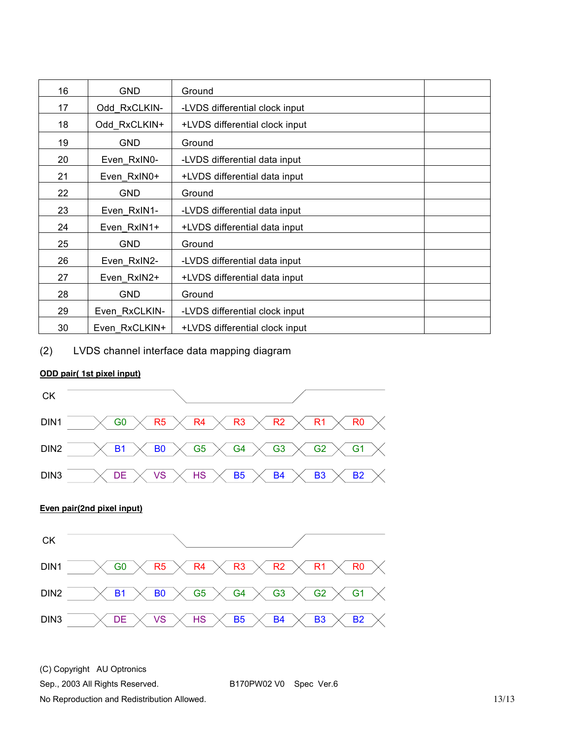| 16 | GND | Ground | |
|---|---|---|---|
| 17 | Odd_RxCLKIN- | -LVDS differential clock input | |
| 18 | Odd_RxCLKIN+ | +LVDS differential clock input | |
| 19 | GND | Ground | |
| 20 | Even_RxIN0- | -LVDS differential data input | |
| 21 | Even_RxIN0+ | +LVDS differential data input | |
| 22 | GND | Ground | |
| 23 | Even_RxIN1- | -LVDS differential data input | |
| 24 | Even_RxIN1+ | +LVDS differential data input | |
| 25 | GND | Ground | |
| 26 | Even_RxIN2- | -LVDS differential data input | |
| 27 | Even_RxIN2+ | +LVDS differential data input | |
| 28 | GND | Ground | |
| 29 | Even_RxCLKIN- | -LVDS differential clock input | |
| 30 | Even_RxCLKIN+ | +LVDS differential clock input | |

(2) LVDS channel interface data mapping diagram

**ODD pair( 1st pixel input)**

| CK | | | | | | | |
|---|---|---|---|---|---|---|---|
| DIN1 | G0 | R5 | R4 | R3 | R2 | R1 | R0 |
| DIN2 | B1 | B0 | G5 | G4 | G3 | G2 | G1 |
| DIN3 | DE | VS | HS | B5 | B4 | B3 | B2 |

**Even pair(2nd pixel input)**

| CK | | | | | | | |
|---|---|---|---|---|---|---|---|
| DIN1 | G0 | R5 | R4 | R3 | R2 | R1 | R0 |
| DIN2 | B1 | B0 | G5 | G4 | G3 | G2 | G1 |
| DIN3 | DE | VS | HS | B5 | B4 | B3 | B2 |

(C) Copyright AU Optronics

Sep., 2003 All Rights Reserved. B170PW02 V0 Spec Ver.6

No Reproduction and Redistribution Allowed.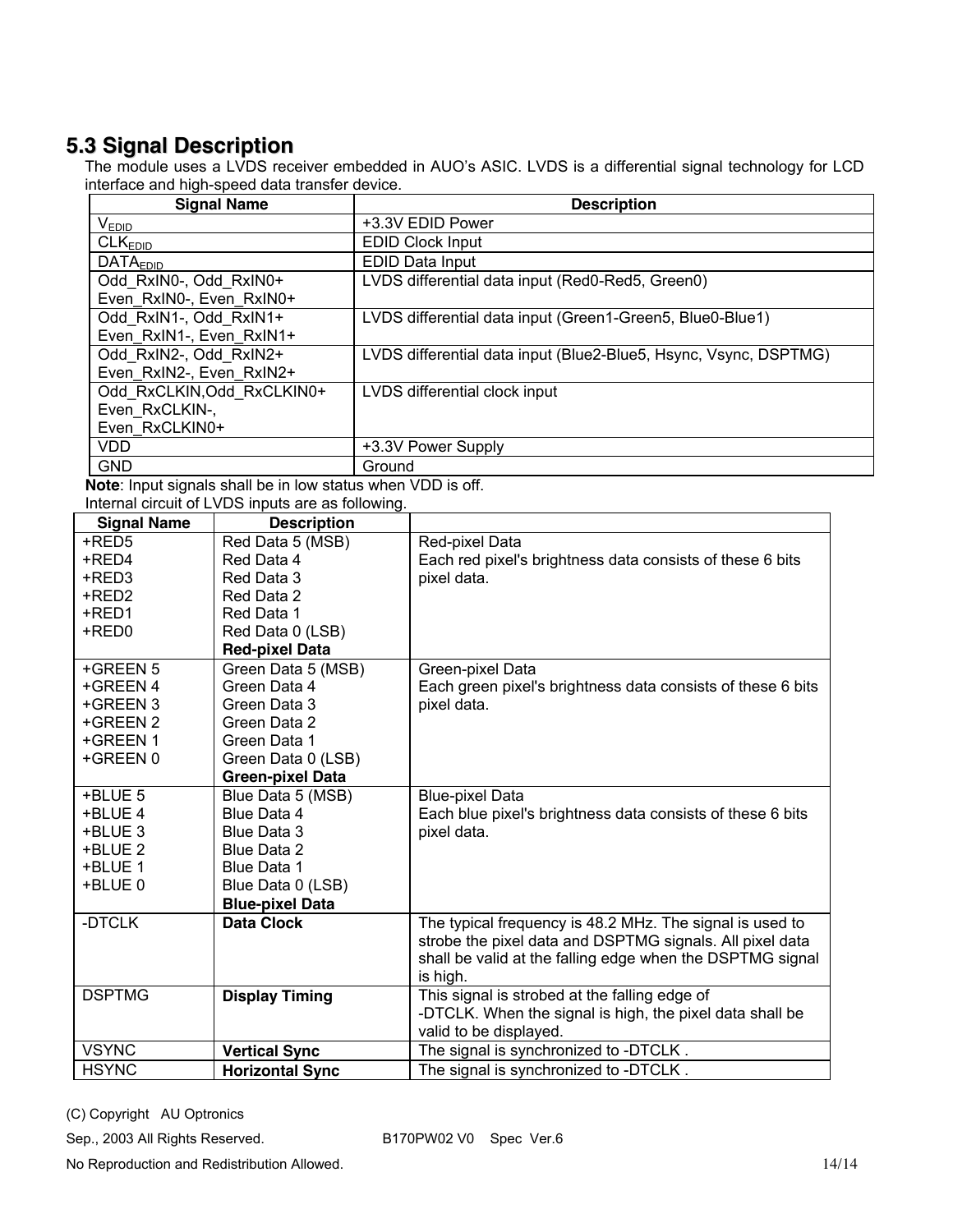## 5.3 Signal Description

The module uses a LVDS receiver embedded in AUO's ASIC. LVDS is a differential signal technology for LCD interface and high-speed data transfer device.

| Signal Name | Description |
|---|---|
| $V_{EDID}$ | +3.3V EDID Power |
| $CLK_{EDID}$ | EDID Clock Input |
| $DATA_{EDID}$ | EDID Data Input |
| Odd_RxIN0-, Odd_RxIN0+<br>Even_RxIN0-, Even_RxIN0+ | LVDS differential data input (Red0-Red5, Green0) |
| Odd_RxIN1-, Odd_RxIN1+<br>Even_RxIN1-, Even_RxIN1+ | LVDS differential data input (Green1-Green5, Blue0-Blue1) |
| Odd_RxIN2-, Odd_RxIN2+<br>Even_RxIN2-, Even_RxIN2+ | LVDS differential data input (Blue2-Blue5, Hsync, Vsync, DSPTMG) |
| Odd_RxCLKIN,Odd_RxCLKIN0+<br>Even_RxCLKIN-,<br>Even_RxCLKIN0+ | LVDS differential clock input |
| VDD | +3.3V Power Supply |
| GND | Ground |

**Note**: Input signals shall be in low status when VDD is off.

Internal circuit of LVDS inputs are as following.

| Signal Name | Description | |
|---|---|---|
| +RED5<br>+RED4<br>+RED3<br>+RED2<br>+RED1<br>+RED0 | Red Data 5 (MSB)<br>Red Data 4<br>Red Data 3<br>Red Data 2<br>Red Data 1<br>Red Data 0 (LSB)<br>**Red-pixel Data** | Red-pixel Data<br>Each red pixel's brightness data consists of these 6 bits pixel data. |
| +GREEN 5<br>+GREEN 4<br>+GREEN 3<br>+GREEN 2<br>+GREEN 1<br>+GREEN 0 | Green Data 5 (MSB)<br>Green Data 4<br>Green Data 3<br>Green Data 2<br>Green Data 1<br>Green Data 0 (LSB)<br>**Green-pixel Data** | Green-pixel Data<br>Each green pixel's brightness data consists of these 6 bits pixel data. |
| +BLUE 5<br>+BLUE 4<br>+BLUE 3<br>+BLUE 2<br>+BLUE 1<br>+BLUE 0 | Blue Data 5 (MSB)<br>Blue Data 4<br>Blue Data 3<br>Blue Data 2<br>Blue Data 1<br>Blue Data 0 (LSB)<br>**Blue-pixel Data** | Blue-pixel Data<br>Each blue pixel's brightness data consists of these 6 bits pixel data. |
| -DTCLK | **Data Clock** | The typical frequency is 48.2 MHz. The signal is used to strobe the pixel data and DSPTMG signals. All pixel data shall be valid at the falling edge when the DSPTMG signal is high. |
| DSPTMG | **Display Timing** | This signal is strobed at the falling edge of -DTCLK. When the signal is high, the pixel data shall be valid to be displayed. |
| VSYNC | **Vertical Sync** | The signal is synchronized to -DTCLK . |
| HSYNC | **Horizontal Sync** | The signal is synchronized to -DTCLK . |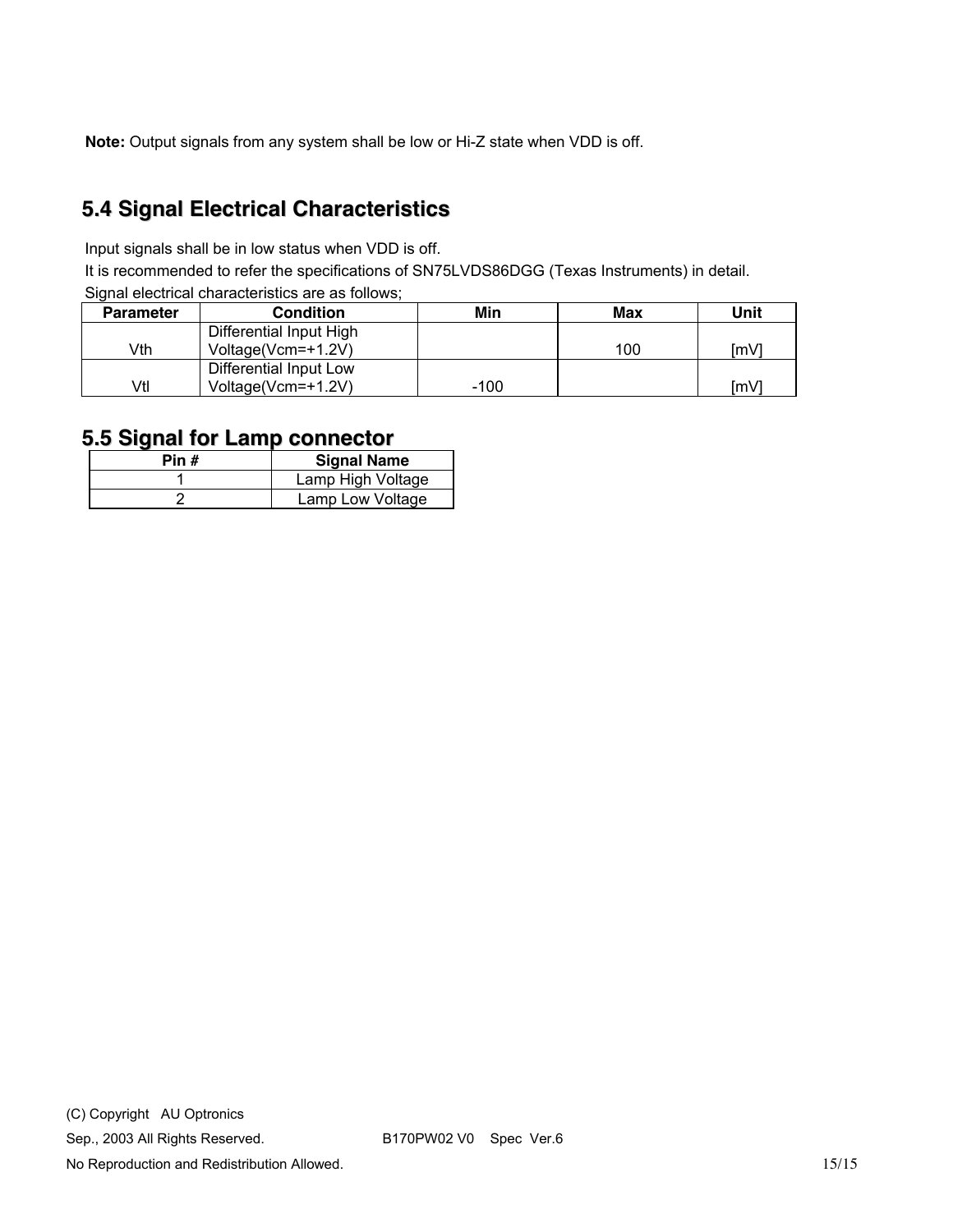**Note:** Output signals from any system shall be low or Hi-Z state when VDD is off.

## 5.4 Signal Electrical Characteristics

Input signals shall be in low status when VDD is off.

It is recommended to refer the specifications of SN75LVDS86DGG (Texas Instruments) in detail.

Signal electrical characteristics are as follows;

| Parameter | Condition | Min | Max | Unit |
|---|---|---|---|---|
| Vth | Differential Input High Voltage(Vcm=+1.2V) | | 100 | [mV] |
| Vtl | Differential Input Low Voltage(Vcm=+1.2V) | -100 | | [mV] |

## 5.5 Signal for Lamp connector

| Pin # | Signal Name |
|---|---|
| 1 | Lamp High Voltage |
| 2 | Lamp Low Voltage |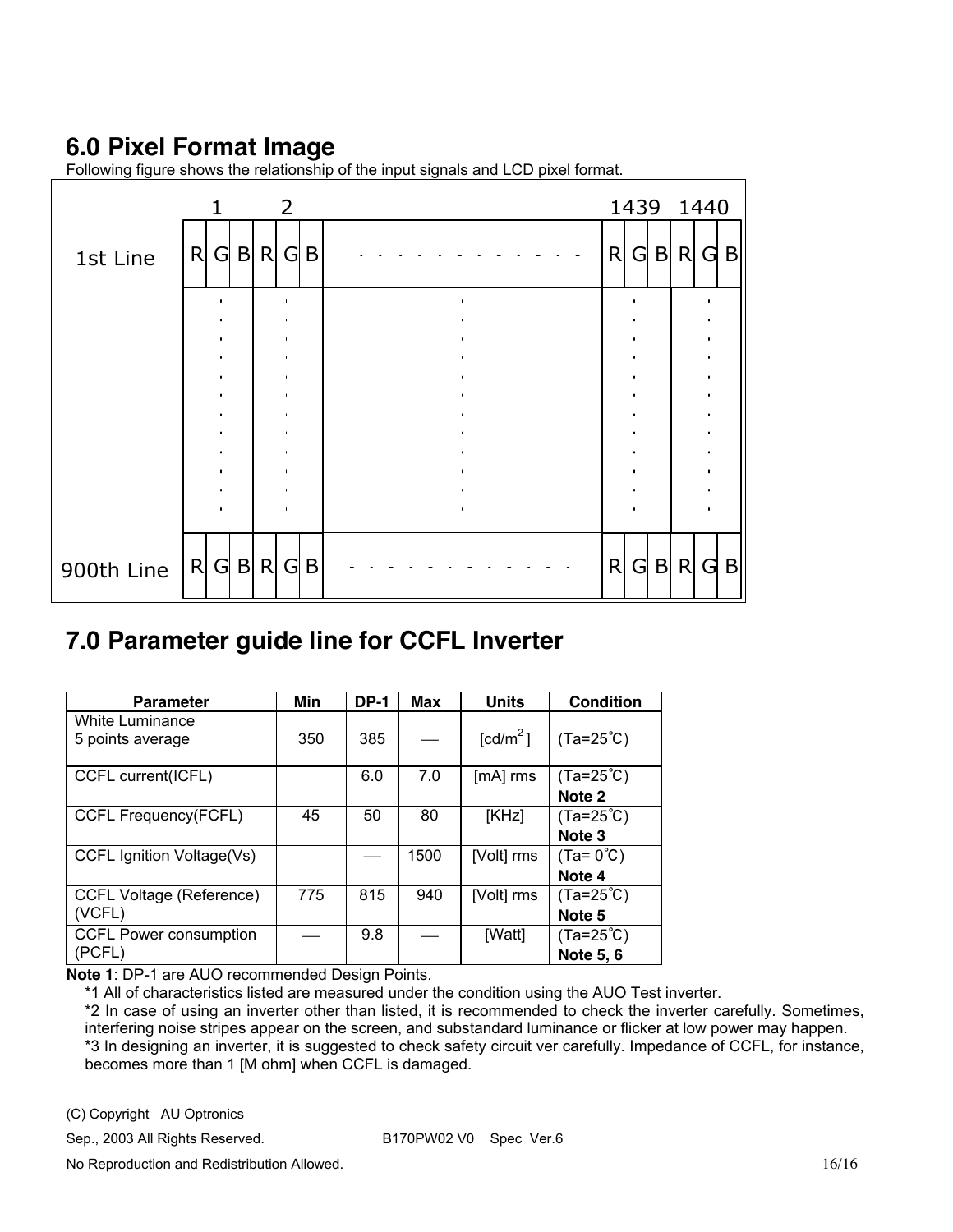## 6.0 Pixel Format Image

Following figure shows the relationship of the input signals and LCD pixel format.

| | 1 | 2 | | 1439 | 1440 |
|---|---|---|---|---|---|
| 1st Line | R G B | R G B | . . . . . . . . . . . . | R G B | R G B |
| | . | . | . | . | . |
| 900th Line | R G B | R G B | - - - - - - - - - - - - | R G B | R G B |

## 7.0 Parameter guide line for CCFL Inverter

| Parameter | Min | DP-1 | Max | Units | Condition |
|---|---|---|---|---|---|
| White Luminance 5 points average | 350 | 385 | — | [cd/m$^2$] | (Ta=25℃) |
| CCFL current(ICFL) | | 6.0 | 7.0 | [mA] rms | (Ta=25℃) **Note 2** |
| CCFL Frequency(FCFL) | 45 | 50 | 80 | [KHz] | (Ta=25℃) **Note 3** |
| CCFL Ignition Voltage(Vs) | | — | 1500 | [Volt] rms | (Ta= 0℃) **Note 4** |
| CCFL Voltage (Reference) (VCFL) | 775 | 815 | 940 | [Volt] rms | (Ta=25℃) **Note 5** |
| CCFL Power consumption (PCFL) | — | 9.8 | — | [Watt] | (Ta=25℃) **Note 5, 6** |

**Note 1**: DP-1 are AUO recommended Design Points.

*1 All of characteristics listed are measured under the condition using the AUO Test inverter.

*2 In case of using an inverter other than listed, it is recommended to check the inverter carefully. Sometimes, interfering noise stripes appear on the screen, and substandard luminance or flicker at low power may happen.

*3 In designing an inverter, it is suggested to check safety circuit ver carefully. Impedance of CCFL, for instance, becomes more than 1 [M ohm] when CCFL is damaged.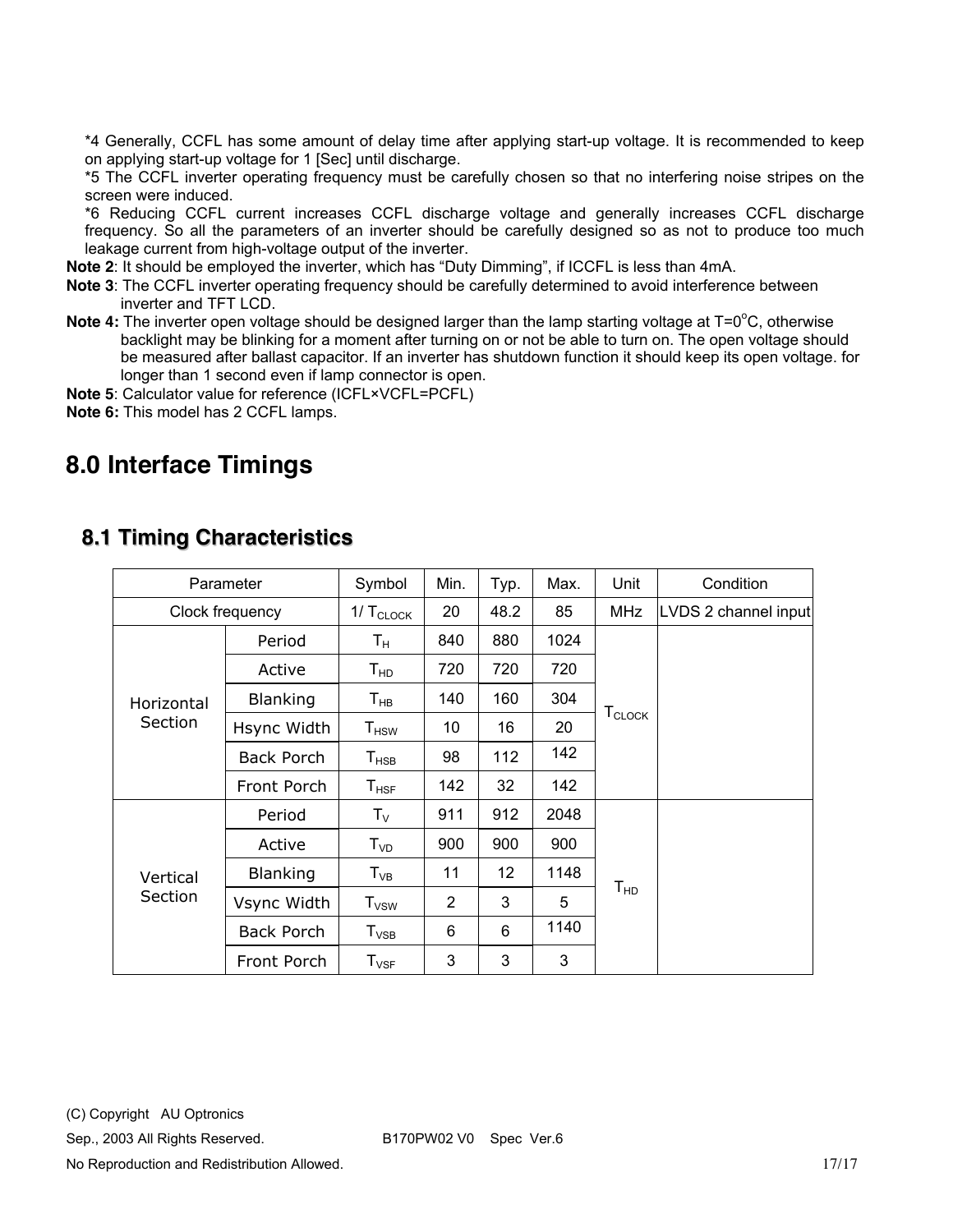*4 Generally, CCFL has some amount of delay time after applying start-up voltage. It is recommended to keep on applying start-up voltage for 1 [Sec] until discharge.

*5 The CCFL inverter operating frequency must be carefully chosen so that no interfering noise stripes on the screen were induced.

*6 Reducing CCFL current increases CCFL discharge voltage and generally increases CCFL discharge frequency. So all the parameters of an inverter should be carefully designed so as not to produce too much leakage current from high-voltage output of the inverter.

**Note 2**: It should be employed the inverter, which has “Duty Dimming”, if ICCFL is less than 4mA.

**Note 3**: The CCFL inverter operating frequency should be carefully determined to avoid interference between inverter and TFT LCD.

**Note 4:** The inverter open voltage should be designed larger than the lamp starting voltage at T=0°C, otherwise backlight may be blinking for a moment after turning on or not be able to turn on. The open voltage should be measured after ballast capacitor. If an inverter has shutdown function it should keep its open voltage. for longer than 1 second even if lamp connector is open.

**Note 5**: Calculator value for reference (ICFL×VCFL=PCFL)

**Note 6:** This model has 2 CCFL lamps.

# 8.0 Interface Timings

## 8.1 Timing Characteristics

| Parameter | | Symbol | Min. | Typ. | Max. | Unit | Condition |
|---|---|---|---|---|---|---|---|
| Clock frequency | | $1/T_{CLOCK}$ | 20 | 48.2 | 85 | MHz | LVDS 2 channel input |
| Horizontal Section | Period | $T_H$ | 840 | 880 | 1024 | $T_{CLOCK}$ | |
| | Active | $T_{HD}$ | 720 | 720 | 720 | | |
| | Blanking | $T_{HB}$ | 140 | 160 | 304 | | |
| | Hsync Width | $T_{HSW}$ | 10 | 16 | 20 | | |
| | Back Porch | $T_{HSB}$ | 98 | 112 | 142 | | |
| | Front Porch | $T_{HSF}$ | 142 | 32 | 142 | | |
| Vertical Section | Period | $T_V$ | 911 | 912 | 2048 | $T_{HD}$ | |
| | Active | $T_{VD}$ | 900 | 900 | 900 | | |
| | Blanking | $T_{VB}$ | 11 | 12 | 1148 | | |
| | Vsync Width | $T_{VSW}$ | 2 | 3 | 5 | | |
| | Back Porch | $T_{VSB}$ | 6 | 6 | 1140 | | |
| | Front Porch | $T_{VSF}$ | 3 | 3 | 3 | | |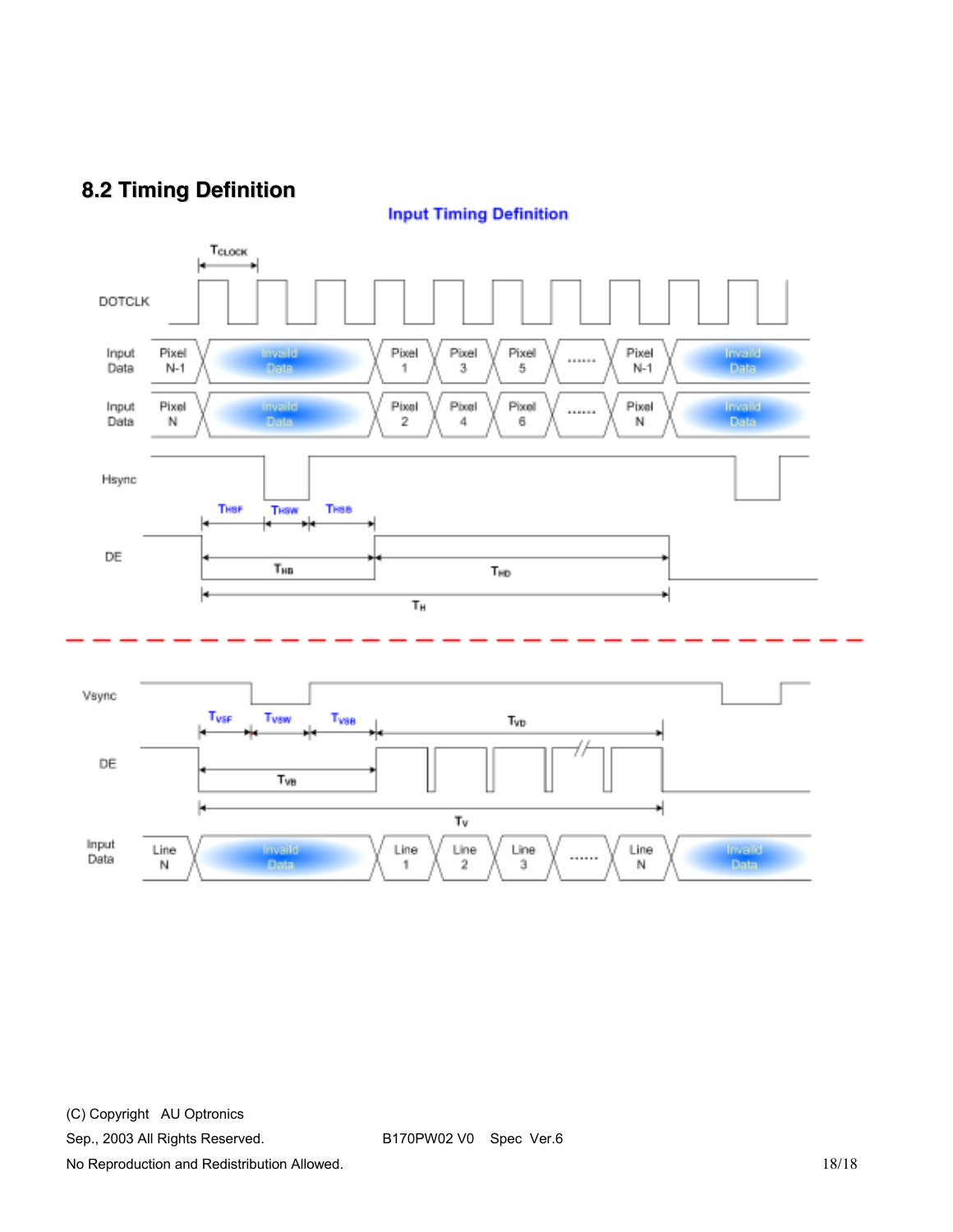## 8.2 Timing Definition

**Input Timing Definition**

$T_{CLOCK}$

DOTCLK

Input Data: Pixel N-1 | Invalid Data | Pixel 1 | Pixel 3 | Pixel 5 | ...... | Pixel N-1 | Invalid Data

Input Data: Pixel N | Invalid Data | Pixel 2 | Pixel 4 | Pixel 6 | ...... | Pixel N | Invalid Data

Hsync

$T_{HSF}$ $T_{HSW}$ $T_{HSB}$

DE

$T_{HB}$ $T_{HD}$

$T_H$

Vsync

$T_{VSF}$ $T_{VSW}$ $T_{VSB}$ $T_{VD}$

DE

$T_{VB}$

$T_V$

Input Data: Line N | Invalid Data | Line 1 | Line 2 | Line 3 | ...... | Line N | Invalid Data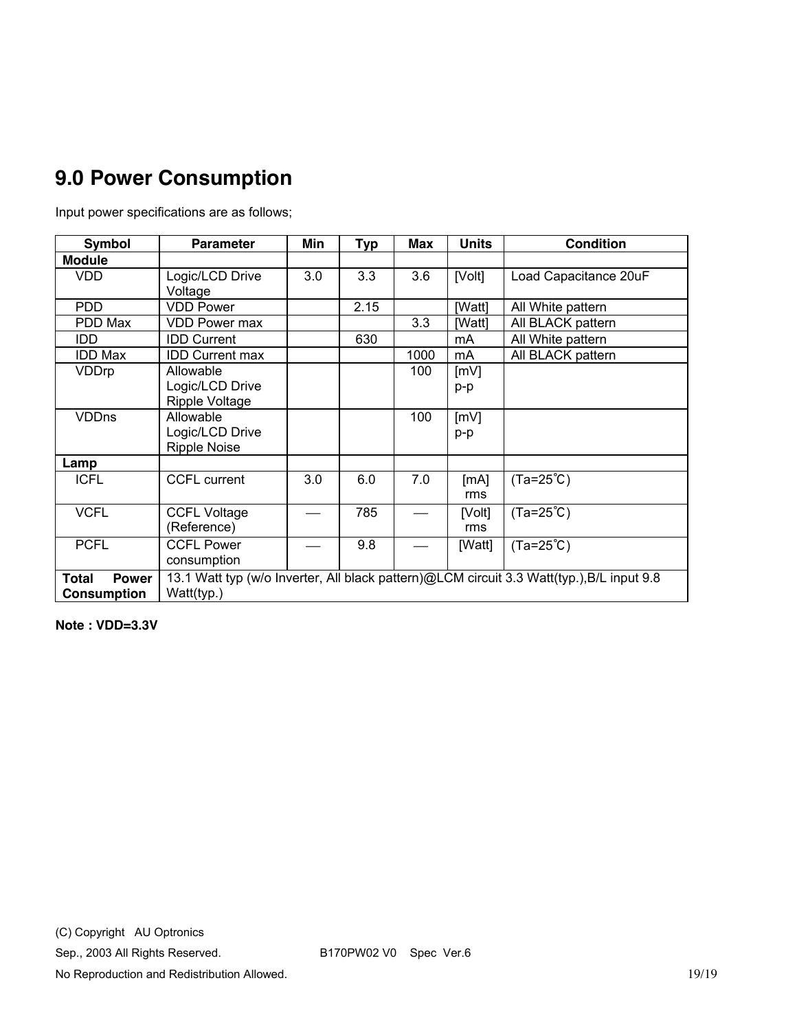# 9.0 Power Consumption

Input power specifications are as follows;

| Symbol | Parameter | Min | Typ | Max | Units | Condition |
|---|---|---|---|---|---|---|
| **Module** | | | | | | |
| VDD | Logic/LCD Drive Voltage | 3.0 | 3.3 | 3.6 | [Volt] | Load Capacitance 20uF |
| PDD | VDD Power | | 2.15 | | [Watt] | All White pattern |
| PDD Max | VDD Power max | | | 3.3 | [Watt] | All BLACK pattern |
| IDD | IDD Current | | 630 | | mA | All White pattern |
| IDD Max | IDD Current max | | | 1000 | mA | All BLACK pattern |
| VDDrp | Allowable Logic/LCD Drive Ripple Voltage | | | 100 | [mV] p-p | |
| VDDns | Allowable Logic/LCD Drive Ripple Noise | | | 100 | [mV] p-p | |
| **Lamp** | | | | | | |
| ICFL | CCFL current | 3.0 | 6.0 | 7.0 | [mA] rms | (Ta=25℃) |
| VCFL | CCFL Voltage (Reference) | — | 785 | — | [Volt] rms | (Ta=25℃) |
| PCFL | CCFL Power consumption | — | 9.8 | — | [Watt] | (Ta=25℃) |
| **Total Power Consumption** | 13.1 Watt typ (w/o Inverter, All black pattern)@LCM circuit 3.3 Watt(typ.),B/L input 9.8 Watt(typ.) | | | | | |

**Note : VDD=3.3V**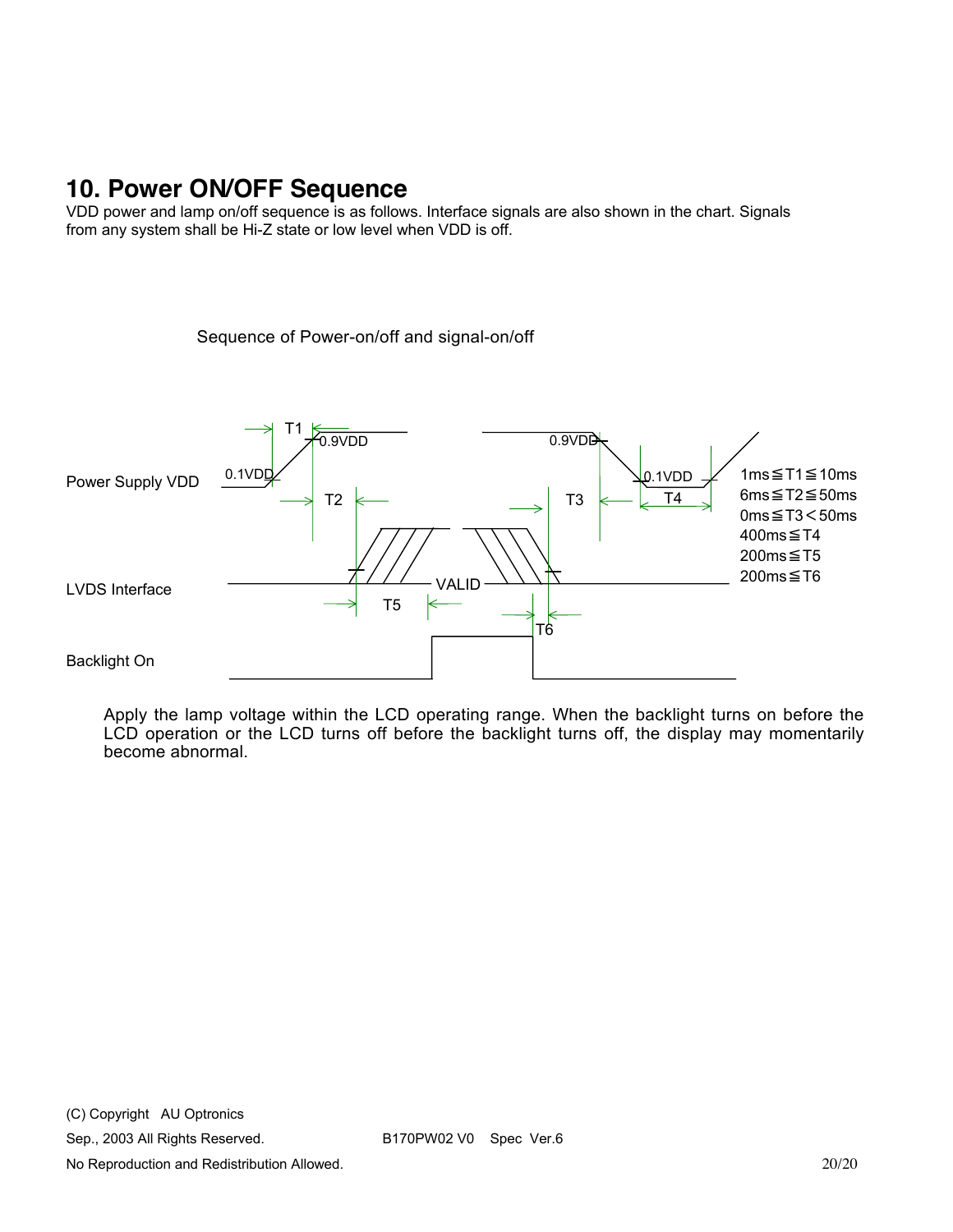# 10. Power ON/OFF Sequence

VDD power and lamp on/off sequence is as follows. Interface signals are also shown in the chart. Signals from any system shall be Hi-Z state or low level when VDD is off.

Sequence of Power-on/off and signal-on/off

Power Supply VDD

LVDS Interface

Backlight On

0.1VDD  0.9VDD  0.9VDD  0.1VDD  T1  T2  T3  T4  T5  T6  VALID

1ms≦T1≦10ms
6ms≦T2≦50ms
0ms≦T3＜50ms
400ms≦T4
200ms≦T5
200ms≦T6

Apply the lamp voltage within the LCD operating range. When the backlight turns on before the LCD operation or the LCD turns off before the backlight turns off, the display may momentarily become abnormal.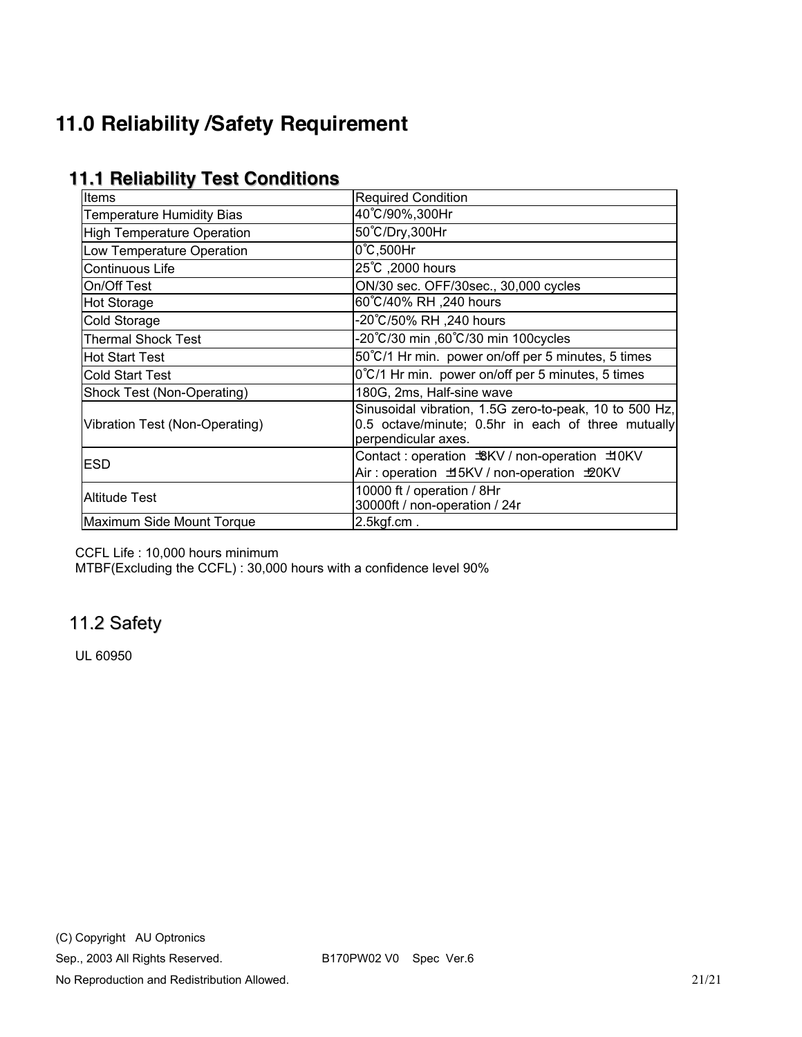# 11.0 Reliability /Safety Requirement

## 11.1 Reliability Test Conditions

| Items | Required Condition |
|---|---|
| Temperature Humidity Bias | 40℃/90%,300Hr |
| High Temperature Operation | 50℃/Dry,300Hr |
| Low Temperature Operation | 0℃,500Hr |
| Continuous Life | 25℃ ,2000 hours |
| On/Off Test | ON/30 sec. OFF/30sec., 30,000 cycles |
| Hot Storage | 60℃/40% RH ,240 hours |
| Cold Storage | -20℃/50% RH ,240 hours |
| Thermal Shock Test | -20℃/30 min ,60℃/30 min 100cycles |
| Hot Start Test | 50℃/1 Hr min. power on/off per 5 minutes, 5 times |
| Cold Start Test | 0℃/1 Hr min. power on/off per 5 minutes, 5 times |
| Shock Test (Non-Operating) | 180G, 2ms, Half-sine wave |
| Vibration Test (Non-Operating) | Sinusoidal vibration, 1.5G zero-to-peak, 10 to 500 Hz, 0.5 octave/minute; 0.5hr in each of three mutually perpendicular axes. |
| ESD | Contact : operation ±8KV / non-operation ±10KV<br>Air : operation ±15KV / non-operation ±20KV |
| Altitude Test | 10000 ft / operation / 8Hr<br>30000ft / non-operation / 24r |
| Maximum Side Mount Torque | 2.5kgf.cm . |

CCFL Life : 10,000 hours minimum
MTBF(Excluding the CCFL) : 30,000 hours with a confidence level 90%

## 11.2 Safety

UL 60950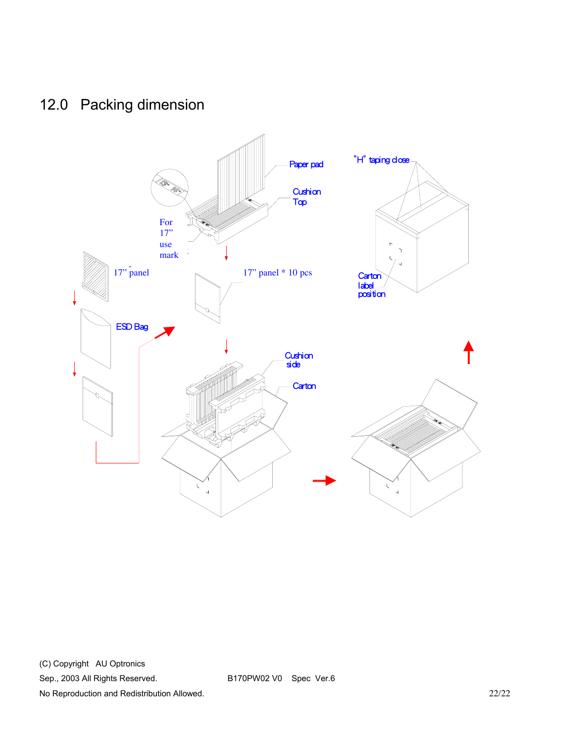## 12.0 Packing dimension

Paper pad

Cushion Top

For 17" use mark

17" panel

17" panel * 10 pcs

ESD Bag

Cushion side

Carton

"H" taping close

Carton label position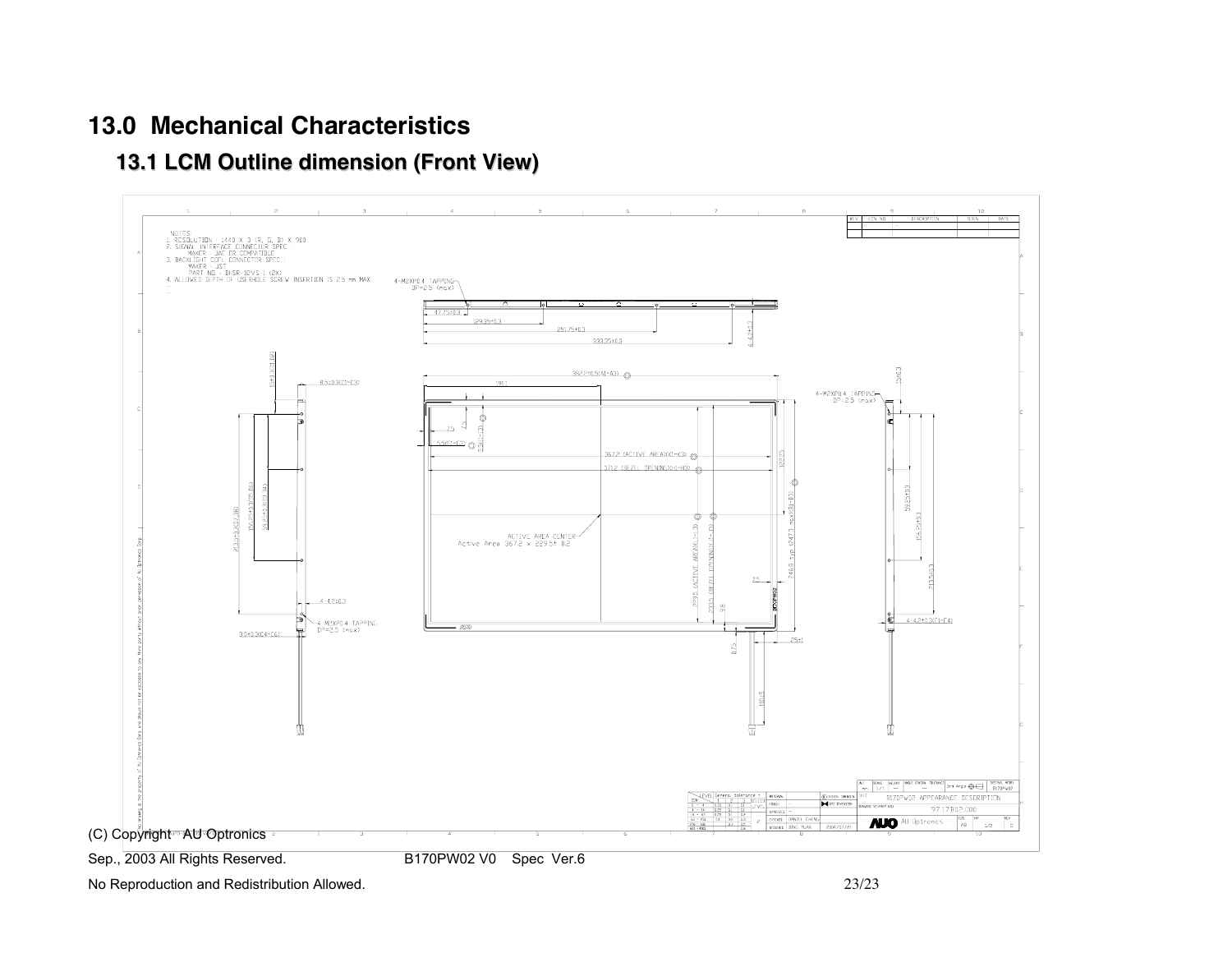# 13.0 Mechanical Characteristics

## 13.1 LCM Outline dimension (Front View)

NOTES:
1. RESOLUTION : 1440 X 3 (R, G, B) X 900
2. SIGNAL INTERFACE CONNECTOR SPEC :
   MAKER : JAE OR COMPATIBLE
3. BACKLIGHT CCFL CONNECTOR SPEC :
   MAKER : JST
   PART NO. : BHSR-02VS-1 (2X)
4. ALLOWED DEPTH OF USERHOLE SCREW INSERTION IS 2.5 mm MAX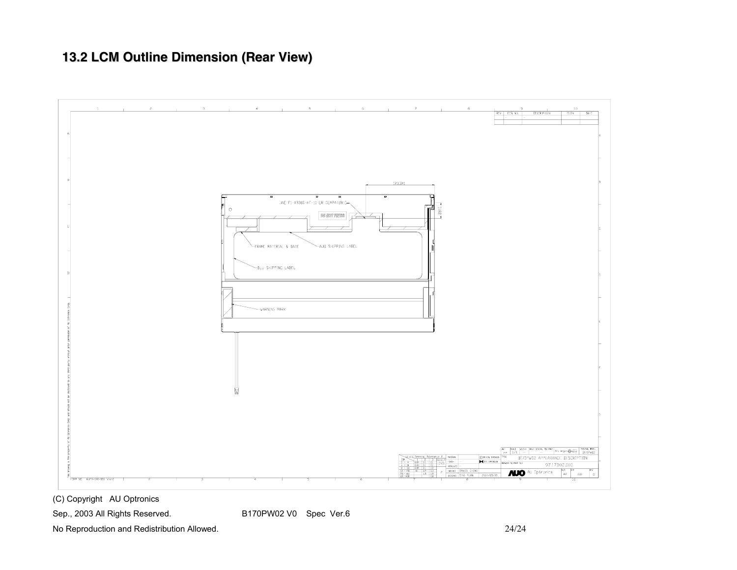## 13.2 LCM Outline Dimension (Rear View)

123.3±1

JAE FI-X30S-HF-10 OR COMPATIBLE

DO NOT PRESS

FRAME MATERIAL & DATE

AUO SHIPPING LABEL

BLU SHIPPING LABEL

WARNING MARK

B170PW02 APPEARANCE DESCRIPTION

97.17B02.000

AU Optronics

(C) Copyright AU Optronics

Sep., 2003 All Rights Reserved. B170PW02 V0 Spec Ver.6

No Reproduction and Redistribution Allowed.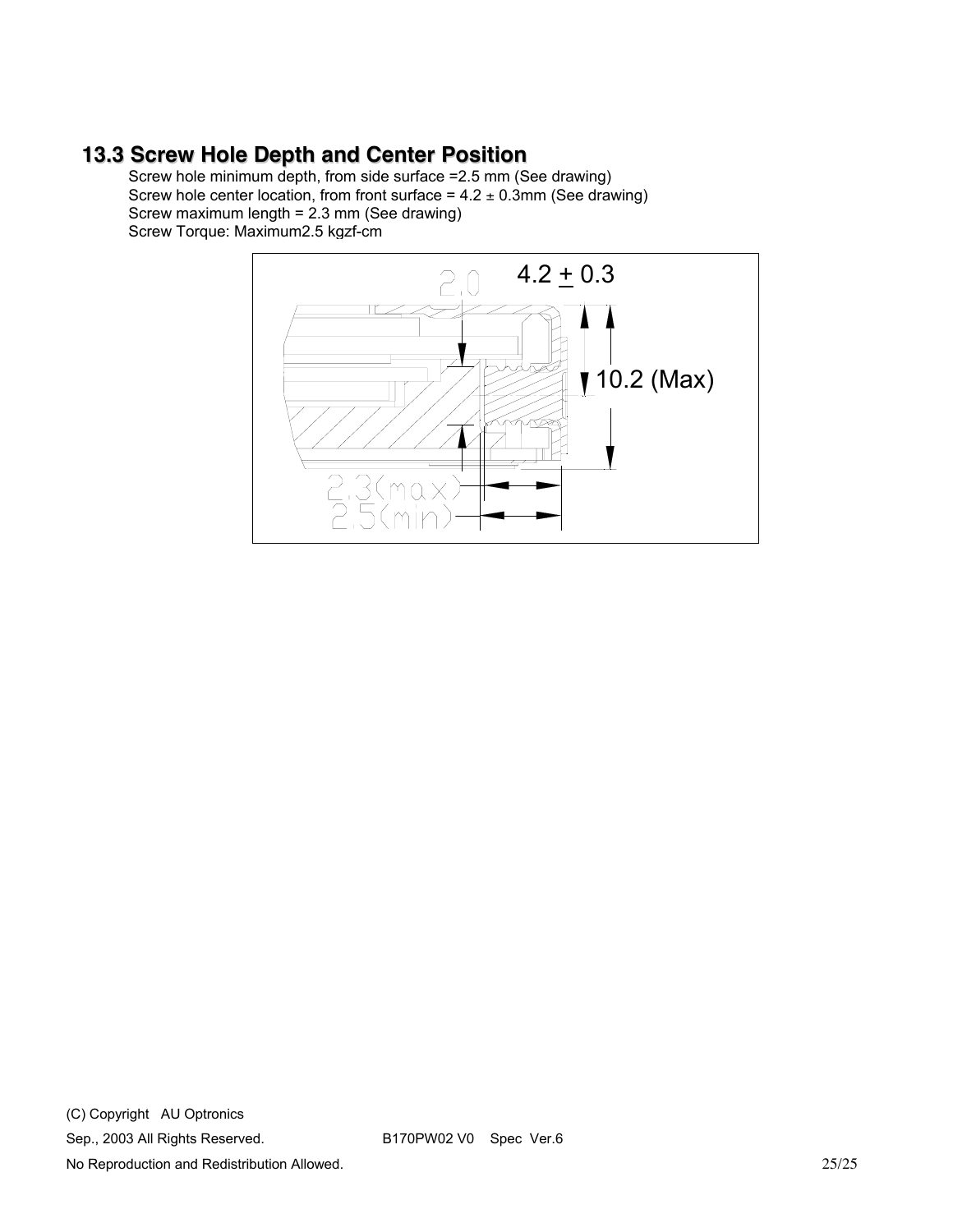## 13.3 Screw Hole Depth and Center Position

Screw hole minimum depth, from side surface =2.5 mm (See drawing)
Screw hole center location, from front surface = 4.2 ± 0.3mm (See drawing)
Screw maximum length = 2.3 mm (See drawing)
Screw Torque: Maximum2.5 kgzf-cm

2.0

4.2 ± 0.3

10.2 (Max)

2.3(max)

2.5(min)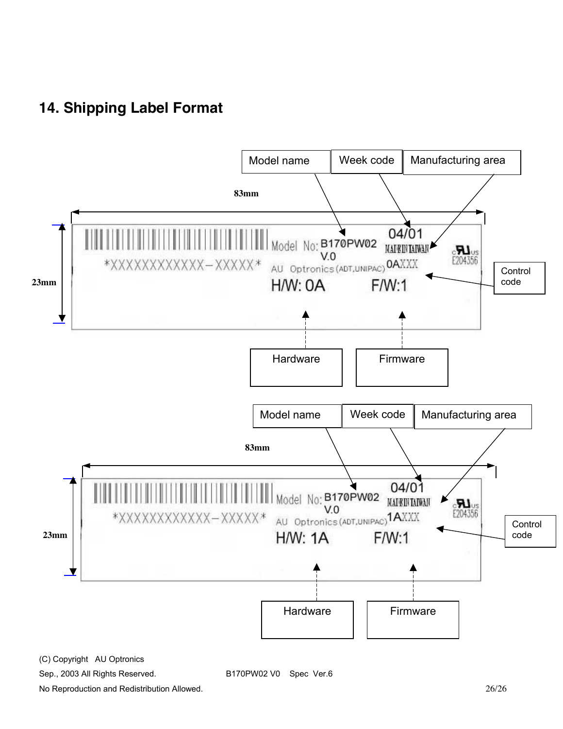## 14. Shipping Label Format

Model name

Week code

Manufacturing area

83mm

23mm

*XXXXXXXXXXXX—XXXXX*

Model No: B170PW02 V.0

AU Optronics (ADT,UNIPAC)

04/01

MADE IN TAIWAN

0AXXX

E204356

H/W: 0A

F/W:1

Control code

Hardware

Firmware

Model name

Week code

Manufacturing area

83mm

23mm

*XXXXXXXXXXXX—XXXXX*

Model No: B170PW02 V.0

AU Optronics (ADT,UNIPAC)

04/01

MADE IN TAIWAN

1AXXX

E204356

H/W: 1A

F/W:1

Control code

Hardware

Firmware

(C) Copyright AU Optronics

Sep., 2003 All Rights Reserved.

B170PW02 V0 Spec Ver.6

No Reproduction and Redistribution Allowed.